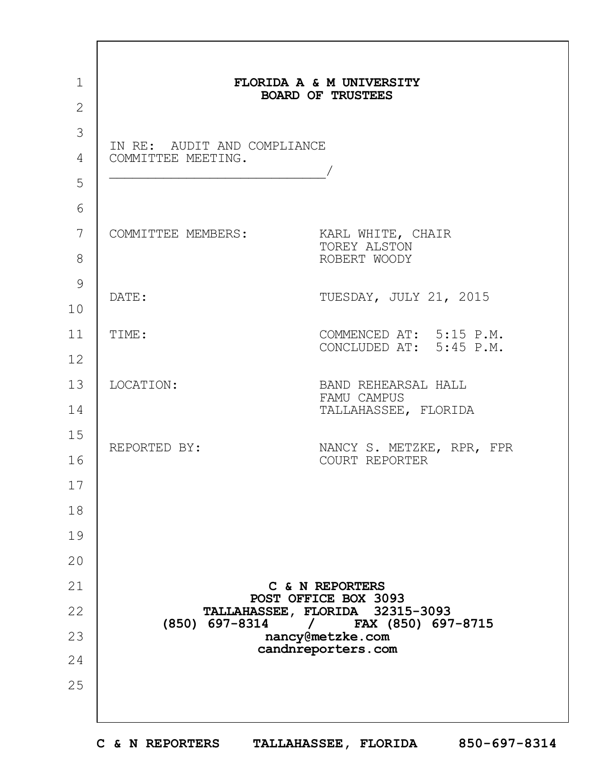# FLORIDA A & M UNIVERSITY
# BOARD OF TRUSTEES

IN RE: AUDIT AND COMPLIANCE
COMMITTEE MEETING.
_____________________________/

| | |
|---|---|
| COMMITTEE MEMBERS: | KARL WHITE, CHAIR<br>TOREY ALSTON<br>ROBERT WOODY |
| DATE: | TUESDAY, JULY 21, 2015 |
| TIME: | COMMENCED AT: 5:15 P.M.<br>CONCLUDED AT: 5:45 P.M. |
| LOCATION: | BAND REHEARSAL HALL<br>FAMU CAMPUS<br>TALLAHASSEE, FLORIDA |
| REPORTED BY: | NANCY S. METZKE, RPR, FPR<br>COURT REPORTER |

**C & N REPORTERS**
**POST OFFICE BOX 3093**
**TALLAHASSEE, FLORIDA 32315-3093**
**(850) 697-8314 / FAX (850) 697-8715**
**nancy@metzke.com**
**candnreporters.com**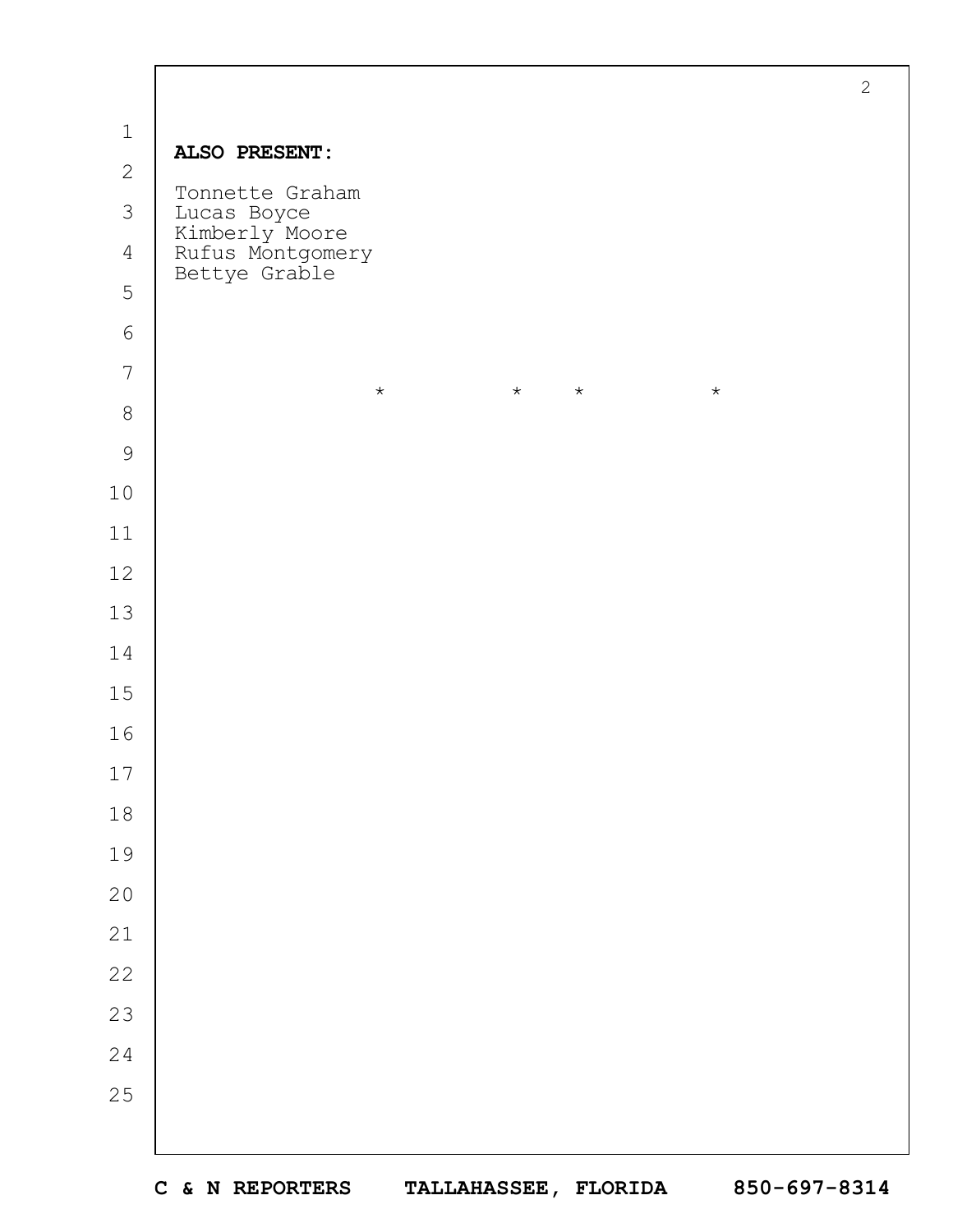**ALSO PRESENT:**

Tonnette Graham
Lucas Boyce
Kimberly Moore
Rufus Montgomery
Bettye Grable

\* \* \* \*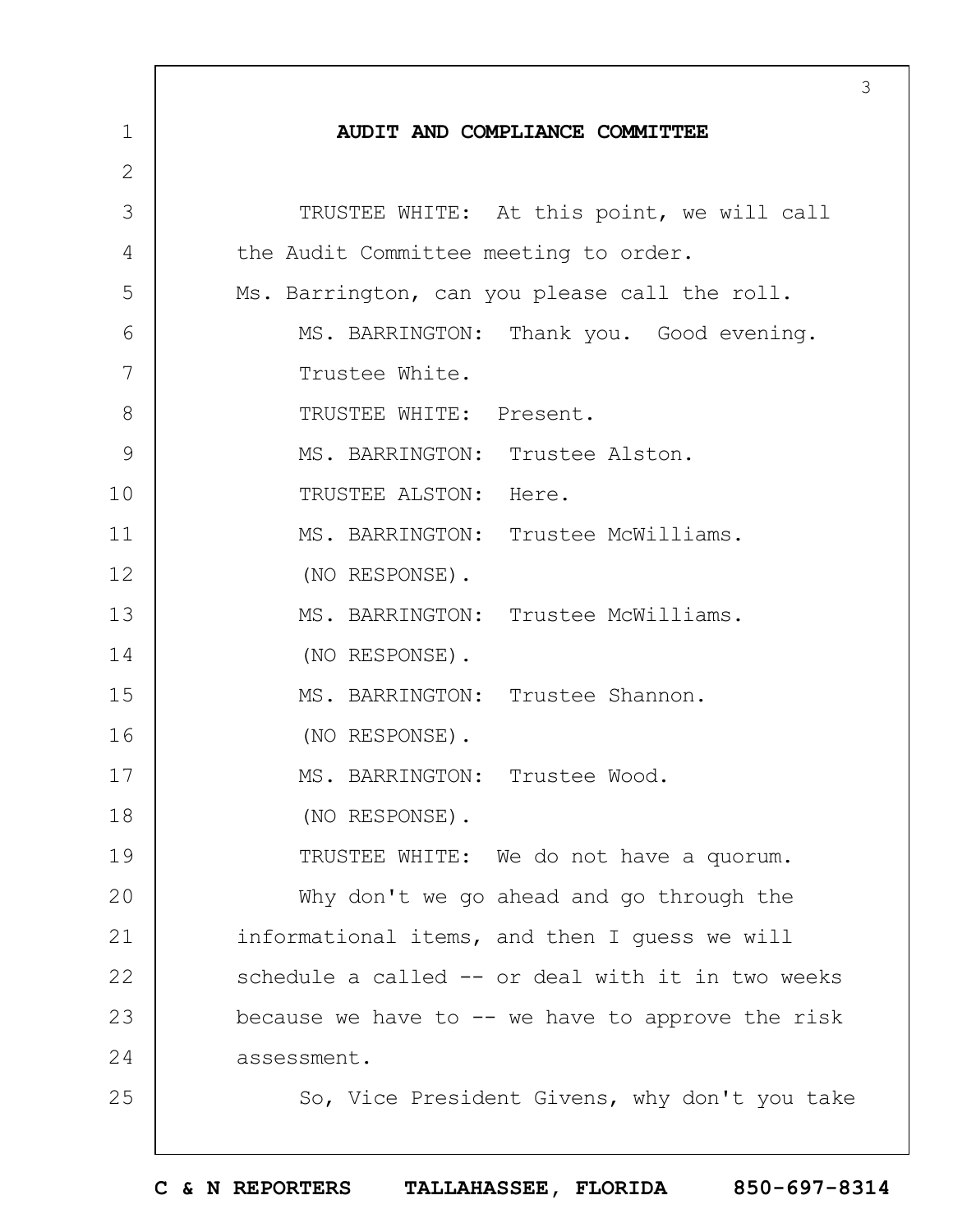**AUDIT AND COMPLIANCE COMMITTEE**

TRUSTEE WHITE: At this point, we will call the Audit Committee meeting to order.
Ms. Barrington, can you please call the roll.

MS. BARRINGTON: Thank you. Good evening.
Trustee White.

TRUSTEE WHITE: Present.

MS. BARRINGTON: Trustee Alston.

TRUSTEE ALSTON: Here.

MS. BARRINGTON: Trustee McWilliams.

(NO RESPONSE).

MS. BARRINGTON: Trustee McWilliams.

(NO RESPONSE).

MS. BARRINGTON: Trustee Shannon.

(NO RESPONSE).

MS. BARRINGTON: Trustee Wood.

(NO RESPONSE).

TRUSTEE WHITE: We do not have a quorum.

Why don't we go ahead and go through the informational items, and then I guess we will schedule a called -- or deal with it in two weeks because we have to -- we have to approve the risk assessment.

So, Vice President Givens, why don't you take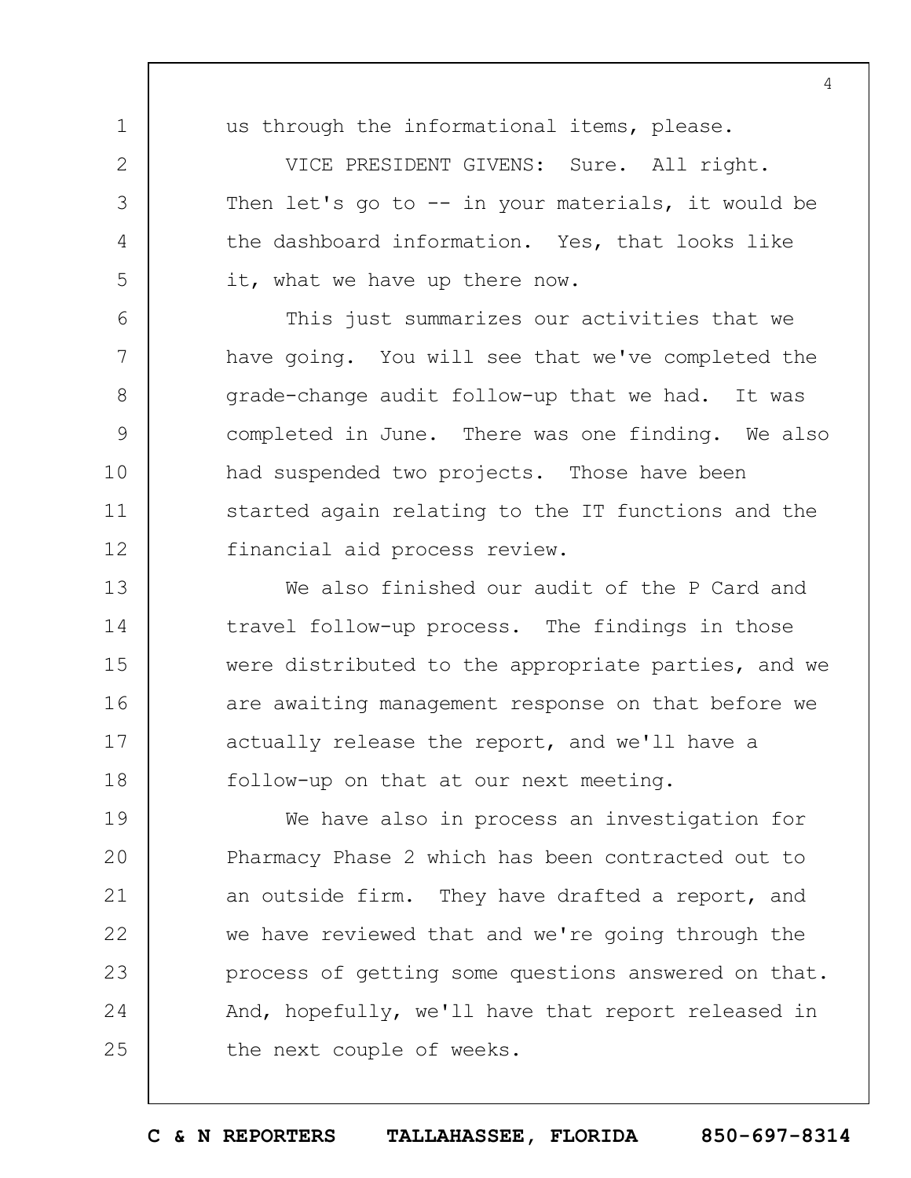us through the informational items, please.

VICE PRESIDENT GIVENS: Sure. All right. Then let's go to -- in your materials, it would be the dashboard information. Yes, that looks like it, what we have up there now.

This just summarizes our activities that we have going. You will see that we've completed the grade-change audit follow-up that we had. It was completed in June. There was one finding. We also had suspended two projects. Those have been started again relating to the IT functions and the financial aid process review.

We also finished our audit of the P Card and travel follow-up process. The findings in those were distributed to the appropriate parties, and we are awaiting management response on that before we actually release the report, and we'll have a follow-up on that at our next meeting.

We have also in process an investigation for Pharmacy Phase 2 which has been contracted out to an outside firm. They have drafted a report, and we have reviewed that and we're going through the process of getting some questions answered on that. And, hopefully, we'll have that report released in the next couple of weeks.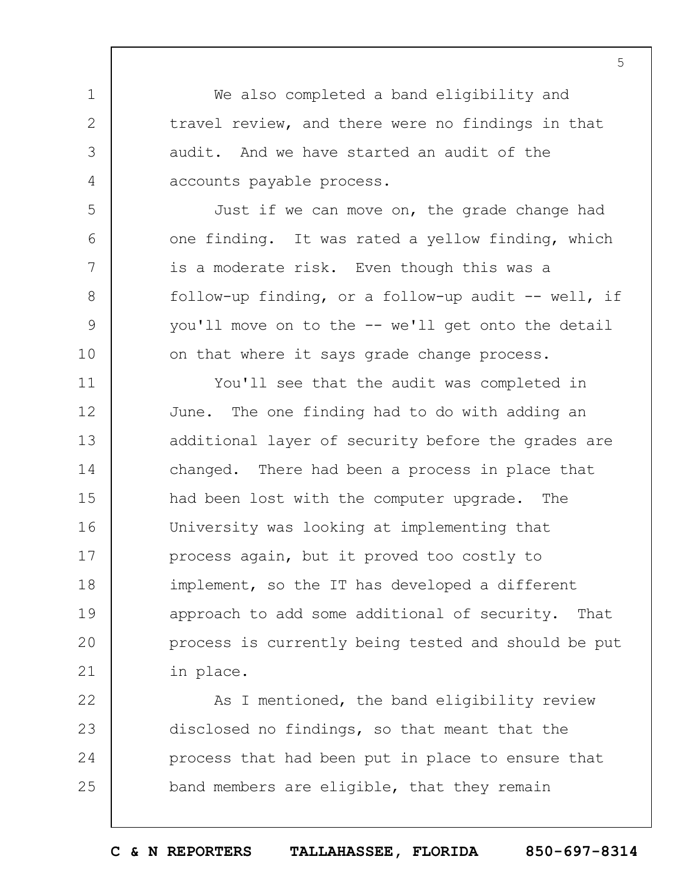We also completed a band eligibility and travel review, and there were no findings in that audit. And we have started an audit of the accounts payable process.

Just if we can move on, the grade change had one finding. It was rated a yellow finding, which is a moderate risk. Even though this was a follow-up finding, or a follow-up audit -- well, if you'll move on to the -- we'll get onto the detail on that where it says grade change process.

You'll see that the audit was completed in June. The one finding had to do with adding an additional layer of security before the grades are changed. There had been a process in place that had been lost with the computer upgrade. The University was looking at implementing that process again, but it proved too costly to implement, so the IT has developed a different approach to add some additional of security. That process is currently being tested and should be put in place.

As I mentioned, the band eligibility review disclosed no findings, so that meant that the process that had been put in place to ensure that band members are eligible, that they remain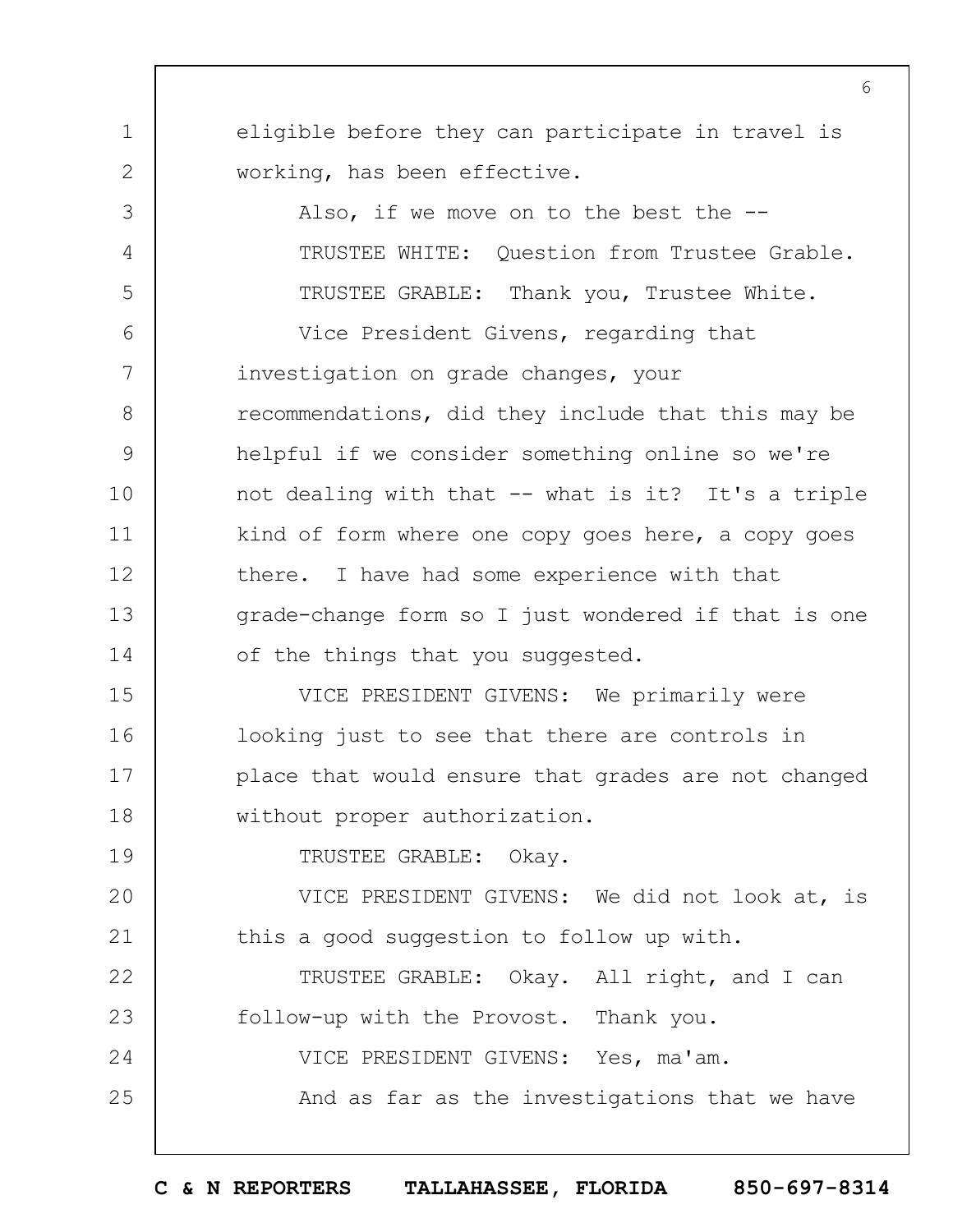eligible before they can participate in travel is working, has been effective.

Also, if we move on to the best the --

TRUSTEE WHITE: Question from Trustee Grable.

TRUSTEE GRABLE: Thank you, Trustee White.

Vice President Givens, regarding that investigation on grade changes, your recommendations, did they include that this may be helpful if we consider something online so we're not dealing with that -- what is it? It's a triple kind of form where one copy goes here, a copy goes there. I have had some experience with that grade-change form so I just wondered if that is one of the things that you suggested.

VICE PRESIDENT GIVENS: We primarily were looking just to see that there are controls in place that would ensure that grades are not changed without proper authorization.

TRUSTEE GRABLE: Okay.

VICE PRESIDENT GIVENS: We did not look at, is this a good suggestion to follow up with.

TRUSTEE GRABLE: Okay. All right, and I can follow-up with the Provost. Thank you.

VICE PRESIDENT GIVENS: Yes, ma'am.

And as far as the investigations that we have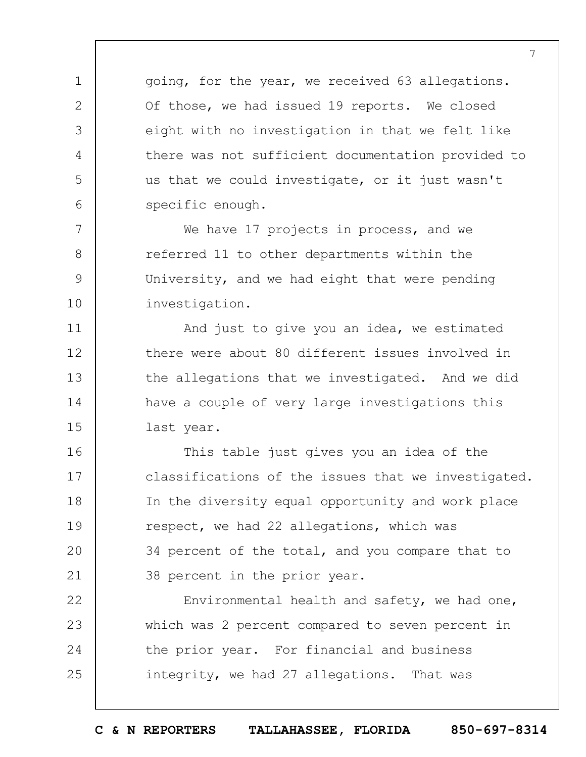going, for the year, we received 63 allegations. Of those, we had issued 19 reports. We closed eight with no investigation in that we felt like there was not sufficient documentation provided to us that we could investigate, or it just wasn't specific enough.

We have 17 projects in process, and we referred 11 to other departments within the University, and we had eight that were pending investigation.

And just to give you an idea, we estimated there were about 80 different issues involved in the allegations that we investigated. And we did have a couple of very large investigations this last year.

This table just gives you an idea of the classifications of the issues that we investigated. In the diversity equal opportunity and work place respect, we had 22 allegations, which was 34 percent of the total, and you compare that to 38 percent in the prior year.

Environmental health and safety, we had one, which was 2 percent compared to seven percent in the prior year. For financial and business integrity, we had 27 allegations. That was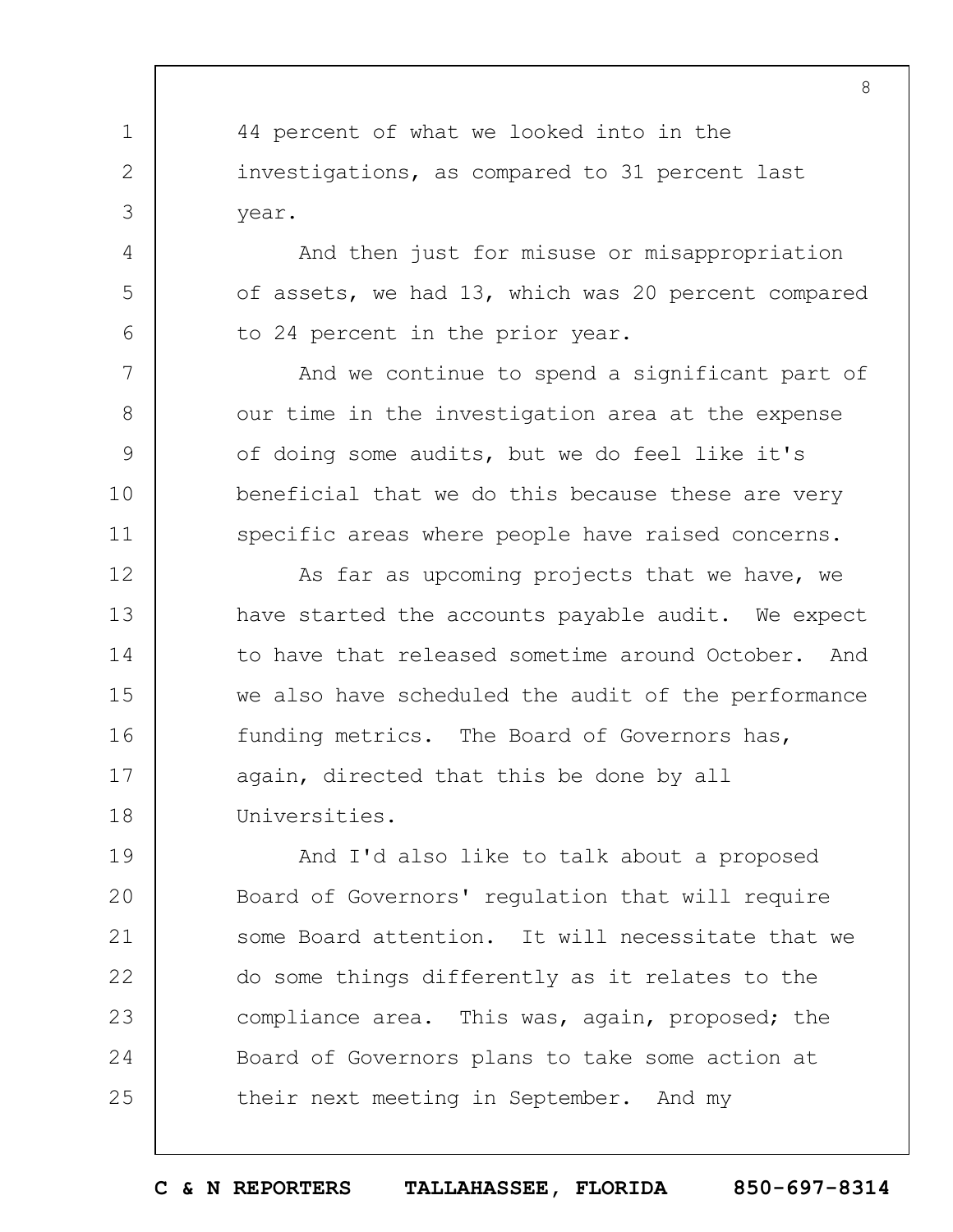44 percent of what we looked into in the investigations, as compared to 31 percent last year.

And then just for misuse or misappropriation of assets, we had 13, which was 20 percent compared to 24 percent in the prior year.

And we continue to spend a significant part of our time in the investigation area at the expense of doing some audits, but we do feel like it's beneficial that we do this because these are very specific areas where people have raised concerns.

As far as upcoming projects that we have, we have started the accounts payable audit. We expect to have that released sometime around October. And we also have scheduled the audit of the performance funding metrics. The Board of Governors has, again, directed that this be done by all Universities.

And I'd also like to talk about a proposed Board of Governors' regulation that will require some Board attention. It will necessitate that we do some things differently as it relates to the compliance area. This was, again, proposed; the Board of Governors plans to take some action at their next meeting in September. And my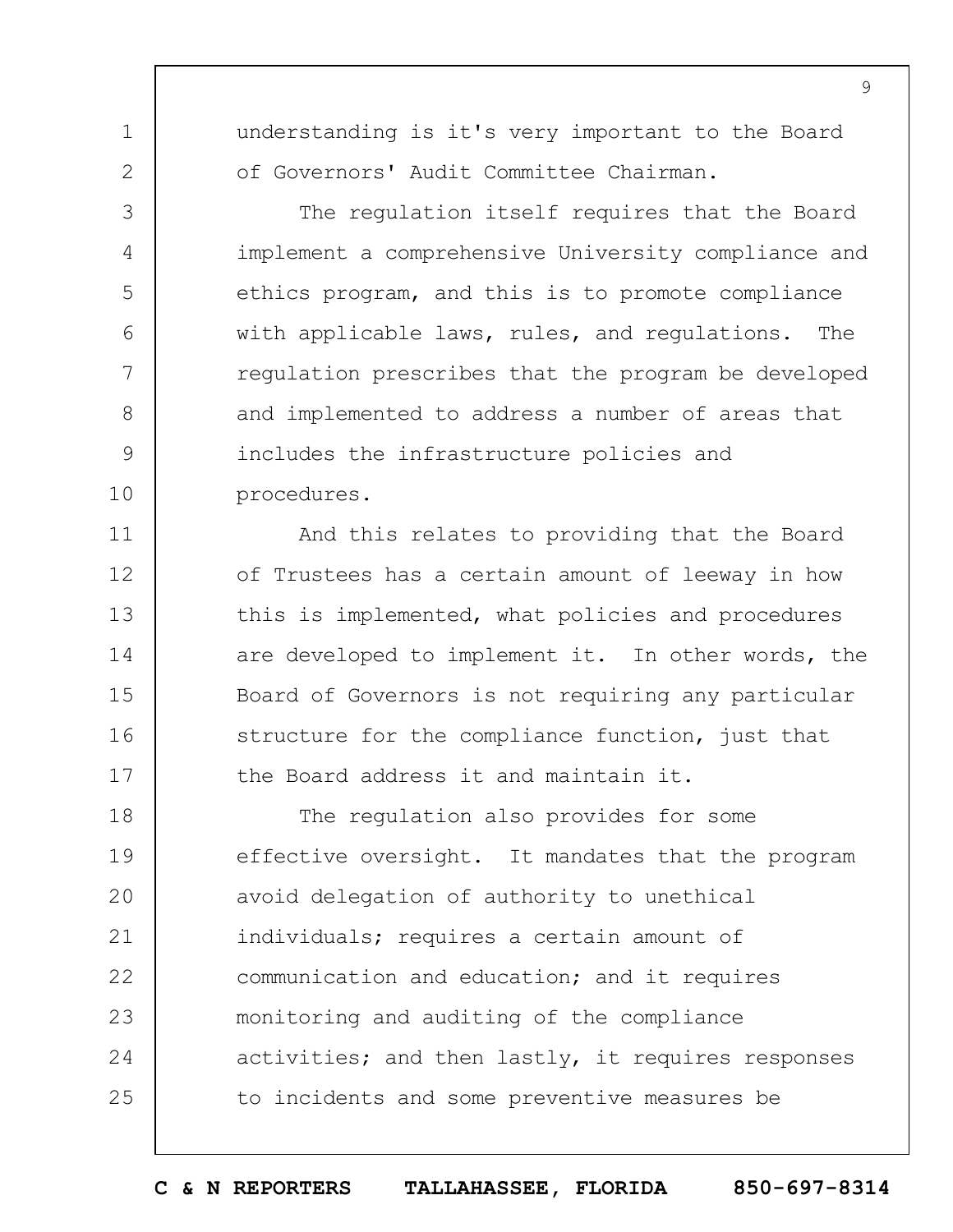understanding is it's very important to the Board of Governors' Audit Committee Chairman.

The regulation itself requires that the Board implement a comprehensive University compliance and ethics program, and this is to promote compliance with applicable laws, rules, and regulations. The regulation prescribes that the program be developed and implemented to address a number of areas that includes the infrastructure policies and procedures.

And this relates to providing that the Board of Trustees has a certain amount of leeway in how this is implemented, what policies and procedures are developed to implement it. In other words, the Board of Governors is not requiring any particular structure for the compliance function, just that the Board address it and maintain it.

The regulation also provides for some effective oversight. It mandates that the program avoid delegation of authority to unethical individuals; requires a certain amount of communication and education; and it requires monitoring and auditing of the compliance activities; and then lastly, it requires responses to incidents and some preventive measures be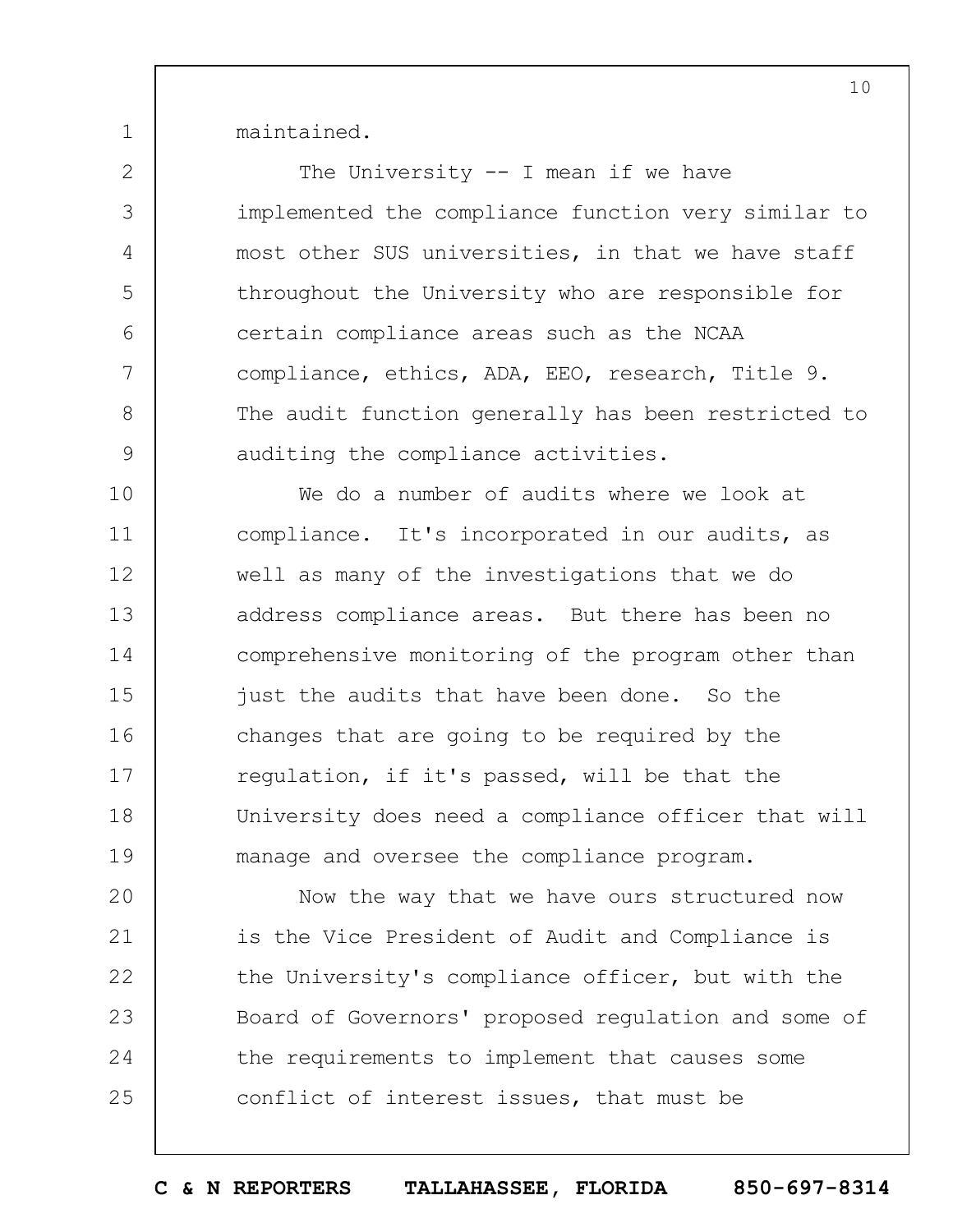maintained.

The University -- I mean if we have implemented the compliance function very similar to most other SUS universities, in that we have staff throughout the University who are responsible for certain compliance areas such as the NCAA compliance, ethics, ADA, EEO, research, Title 9. The audit function generally has been restricted to auditing the compliance activities.

We do a number of audits where we look at compliance. It's incorporated in our audits, as well as many of the investigations that we do address compliance areas. But there has been no comprehensive monitoring of the program other than just the audits that have been done. So the changes that are going to be required by the regulation, if it's passed, will be that the University does need a compliance officer that will manage and oversee the compliance program.

Now the way that we have ours structured now is the Vice President of Audit and Compliance is the University's compliance officer, but with the Board of Governors' proposed regulation and some of the requirements to implement that causes some conflict of interest issues, that must be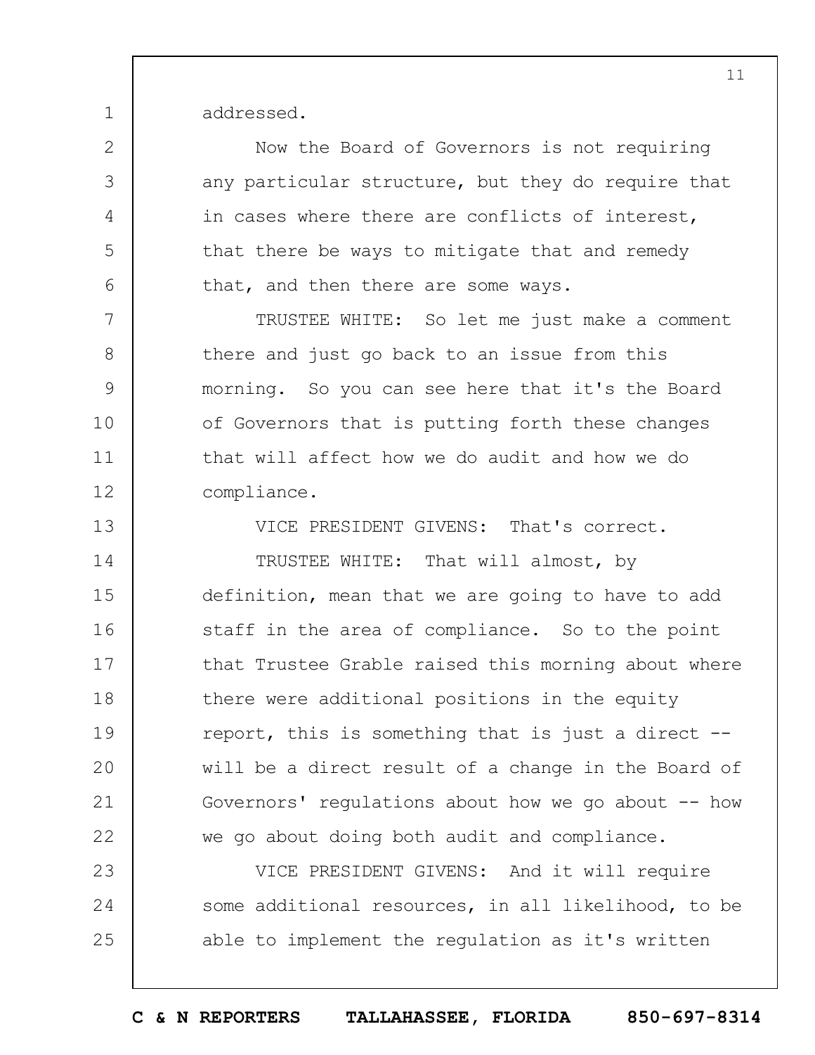addressed.

Now the Board of Governors is not requiring any particular structure, but they do require that in cases where there are conflicts of interest, that there be ways to mitigate that and remedy that, and then there are some ways.

TRUSTEE WHITE: So let me just make a comment there and just go back to an issue from this morning. So you can see here that it's the Board of Governors that is putting forth these changes that will affect how we do audit and how we do compliance.

VICE PRESIDENT GIVENS: That's correct.

TRUSTEE WHITE: That will almost, by definition, mean that we are going to have to add staff in the area of compliance. So to the point that Trustee Grable raised this morning about where there were additional positions in the equity report, this is something that is just a direct -- will be a direct result of a change in the Board of Governors' regulations about how we go about -- how we go about doing both audit and compliance.

VICE PRESIDENT GIVENS: And it will require some additional resources, in all likelihood, to be able to implement the regulation as it's written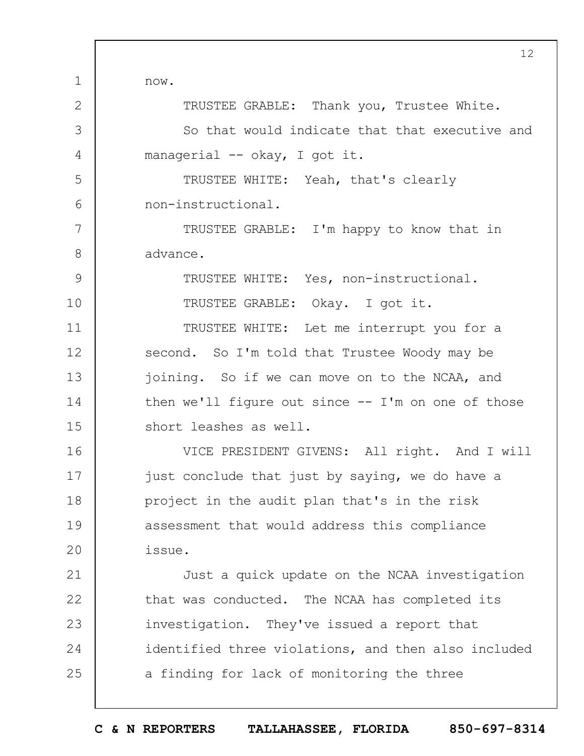now.

TRUSTEE GRABLE: Thank you, Trustee White.

So that would indicate that that executive and managerial -- okay, I got it.

TRUSTEE WHITE: Yeah, that's clearly non-instructional.

TRUSTEE GRABLE: I'm happy to know that in advance.

TRUSTEE WHITE: Yes, non-instructional.

TRUSTEE GRABLE: Okay. I got it.

TRUSTEE WHITE: Let me interrupt you for a second. So I'm told that Trustee Woody may be joining. So if we can move on to the NCAA, and then we'll figure out since -- I'm on one of those short leashes as well.

VICE PRESIDENT GIVENS: All right. And I will just conclude that just by saying, we do have a project in the audit plan that's in the risk assessment that would address this compliance issue.

Just a quick update on the NCAA investigation that was conducted. The NCAA has completed its investigation. They've issued a report that identified three violations, and then also included a finding for lack of monitoring the three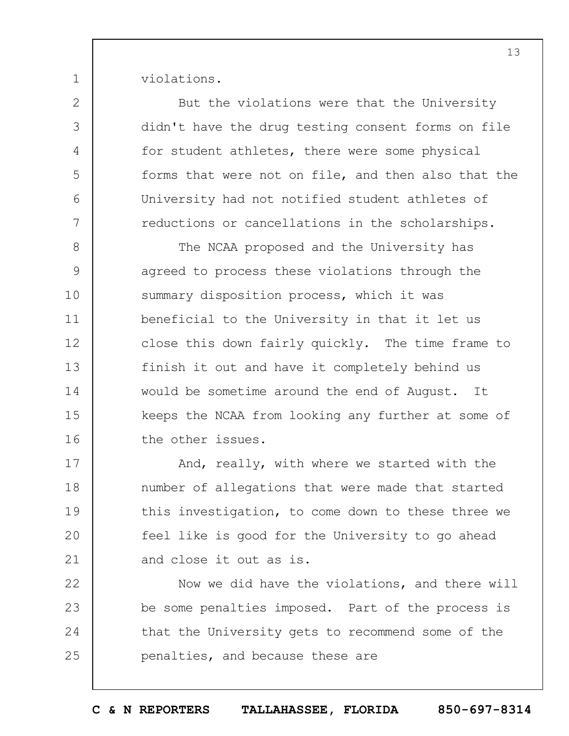violations.

But the violations were that the University didn't have the drug testing consent forms on file for student athletes, there were some physical forms that were not on file, and then also that the University had not notified student athletes of reductions or cancellations in the scholarships.

The NCAA proposed and the University has agreed to process these violations through the summary disposition process, which it was beneficial to the University in that it let us close this down fairly quickly. The time frame to finish it out and have it completely behind us would be sometime around the end of August. It keeps the NCAA from looking any further at some of the other issues.

And, really, with where we started with the number of allegations that were made that started this investigation, to come down to these three we feel like is good for the University to go ahead and close it out as is.

Now we did have the violations, and there will be some penalties imposed. Part of the process is that the University gets to recommend some of the penalties, and because these are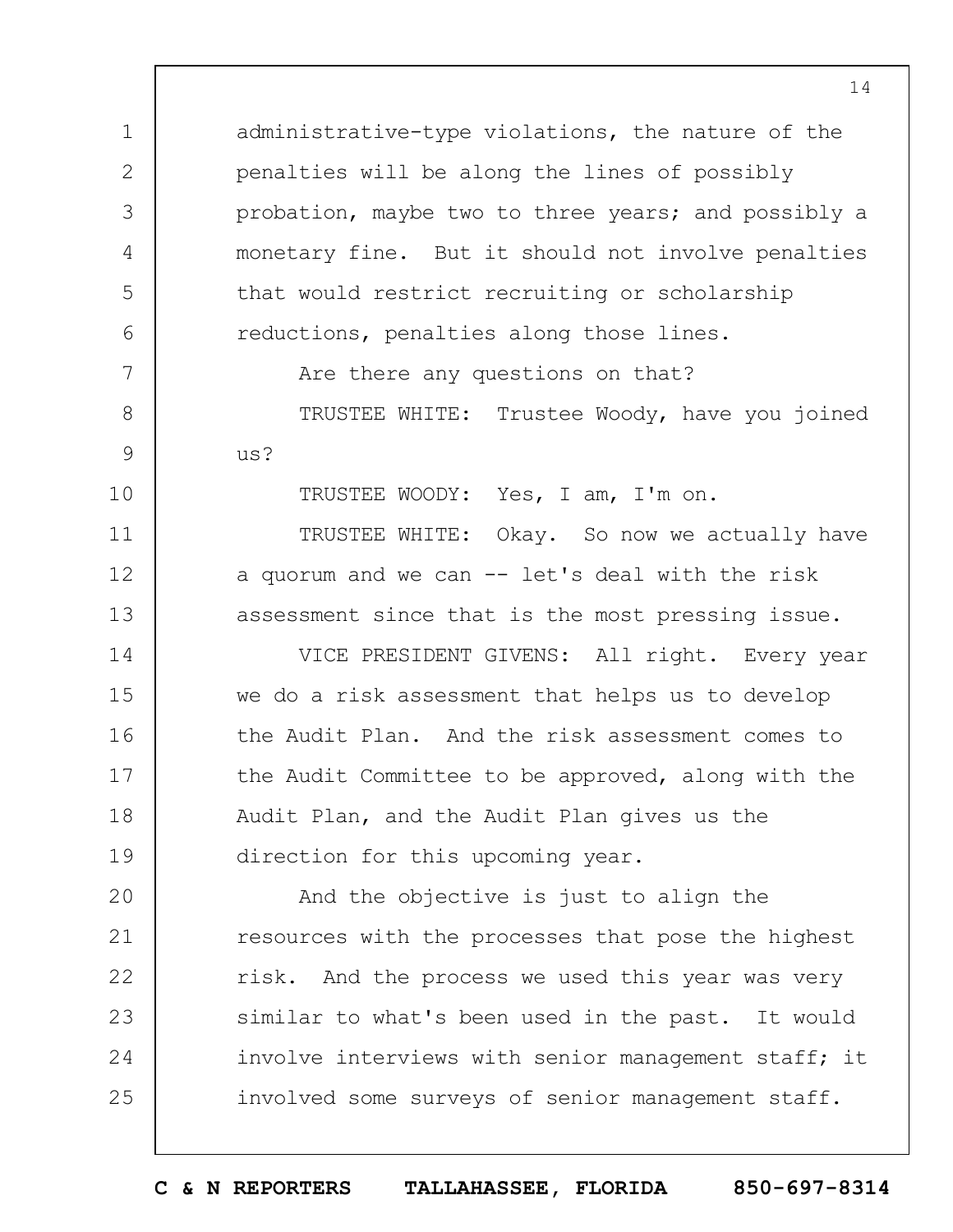administrative-type violations, the nature of the penalties will be along the lines of possibly probation, maybe two to three years; and possibly a monetary fine. But it should not involve penalties that would restrict recruiting or scholarship reductions, penalties along those lines.

Are there any questions on that?

TRUSTEE WHITE: Trustee Woody, have you joined us?

TRUSTEE WOODY: Yes, I am, I'm on.

TRUSTEE WHITE: Okay. So now we actually have a quorum and we can -- let's deal with the risk assessment since that is the most pressing issue.

VICE PRESIDENT GIVENS: All right. Every year we do a risk assessment that helps us to develop the Audit Plan. And the risk assessment comes to the Audit Committee to be approved, along with the Audit Plan, and the Audit Plan gives us the direction for this upcoming year.

And the objective is just to align the resources with the processes that pose the highest risk. And the process we used this year was very similar to what's been used in the past. It would involve interviews with senior management staff; it involved some surveys of senior management staff.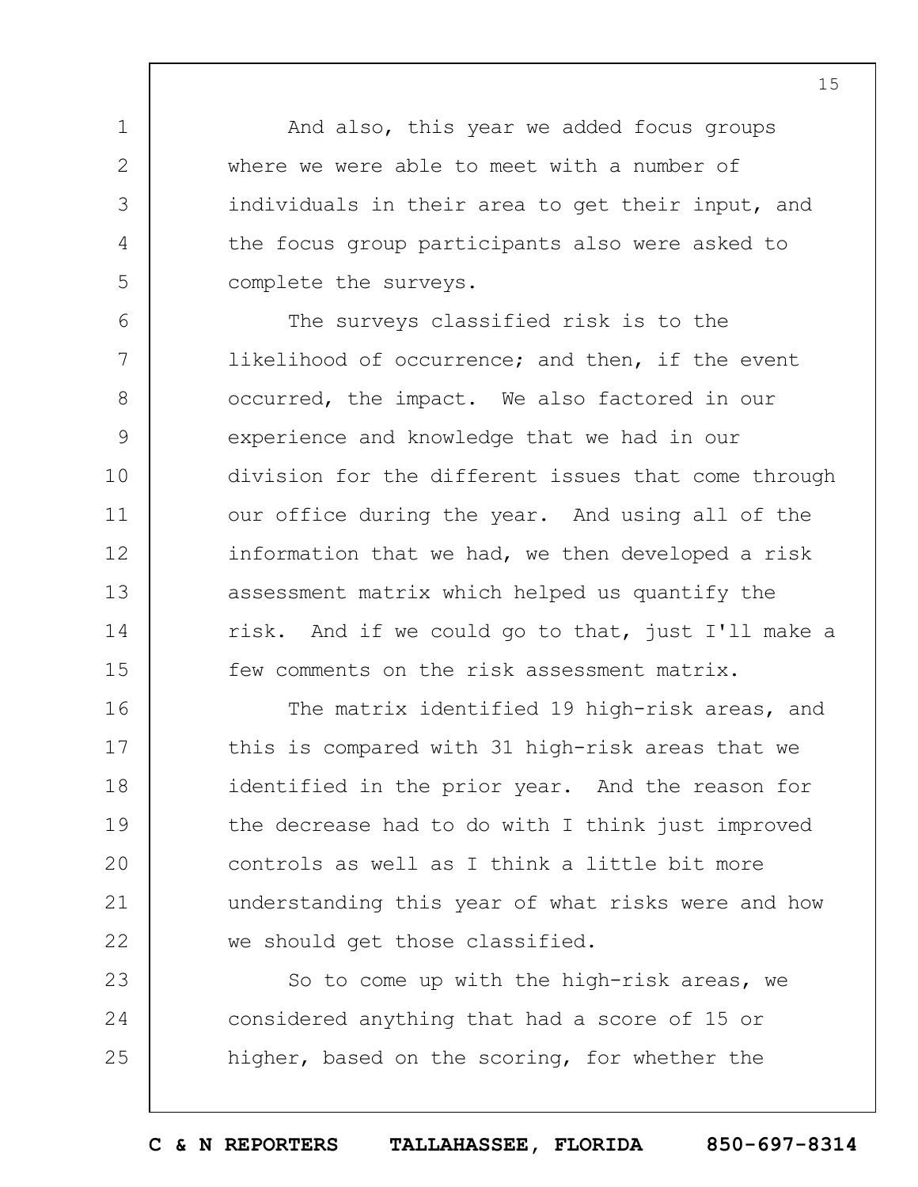And also, this year we added focus groups where we were able to meet with a number of individuals in their area to get their input, and the focus group participants also were asked to complete the surveys.

The surveys classified risk is to the likelihood of occurrence; and then, if the event occurred, the impact. We also factored in our experience and knowledge that we had in our division for the different issues that come through our office during the year. And using all of the information that we had, we then developed a risk assessment matrix which helped us quantify the risk. And if we could go to that, just I'll make a few comments on the risk assessment matrix.

The matrix identified 19 high-risk areas, and this is compared with 31 high-risk areas that we identified in the prior year. And the reason for the decrease had to do with I think just improved controls as well as I think a little bit more understanding this year of what risks were and how we should get those classified.

So to come up with the high-risk areas, we considered anything that had a score of 15 or higher, based on the scoring, for whether the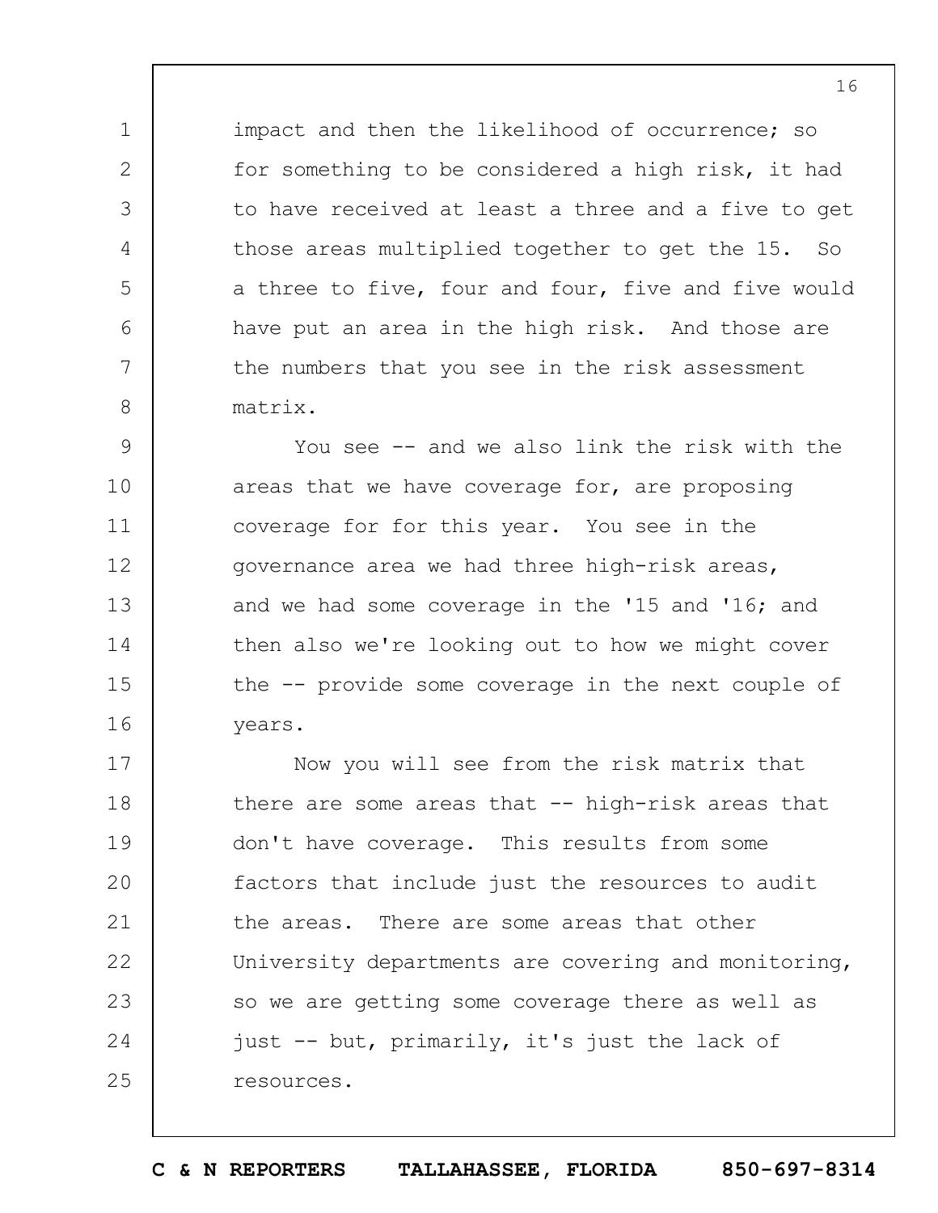impact and then the likelihood of occurrence; so for something to be considered a high risk, it had to have received at least a three and a five to get those areas multiplied together to get the 15. So a three to five, four and four, five and five would have put an area in the high risk. And those are the numbers that you see in the risk assessment matrix.

You see -- and we also link the risk with the areas that we have coverage for, are proposing coverage for for this year. You see in the governance area we had three high-risk areas, and we had some coverage in the '15 and '16; and then also we're looking out to how we might cover the -- provide some coverage in the next couple of years.

Now you will see from the risk matrix that there are some areas that -- high-risk areas that don't have coverage. This results from some factors that include just the resources to audit the areas. There are some areas that other University departments are covering and monitoring, so we are getting some coverage there as well as just -- but, primarily, it's just the lack of resources.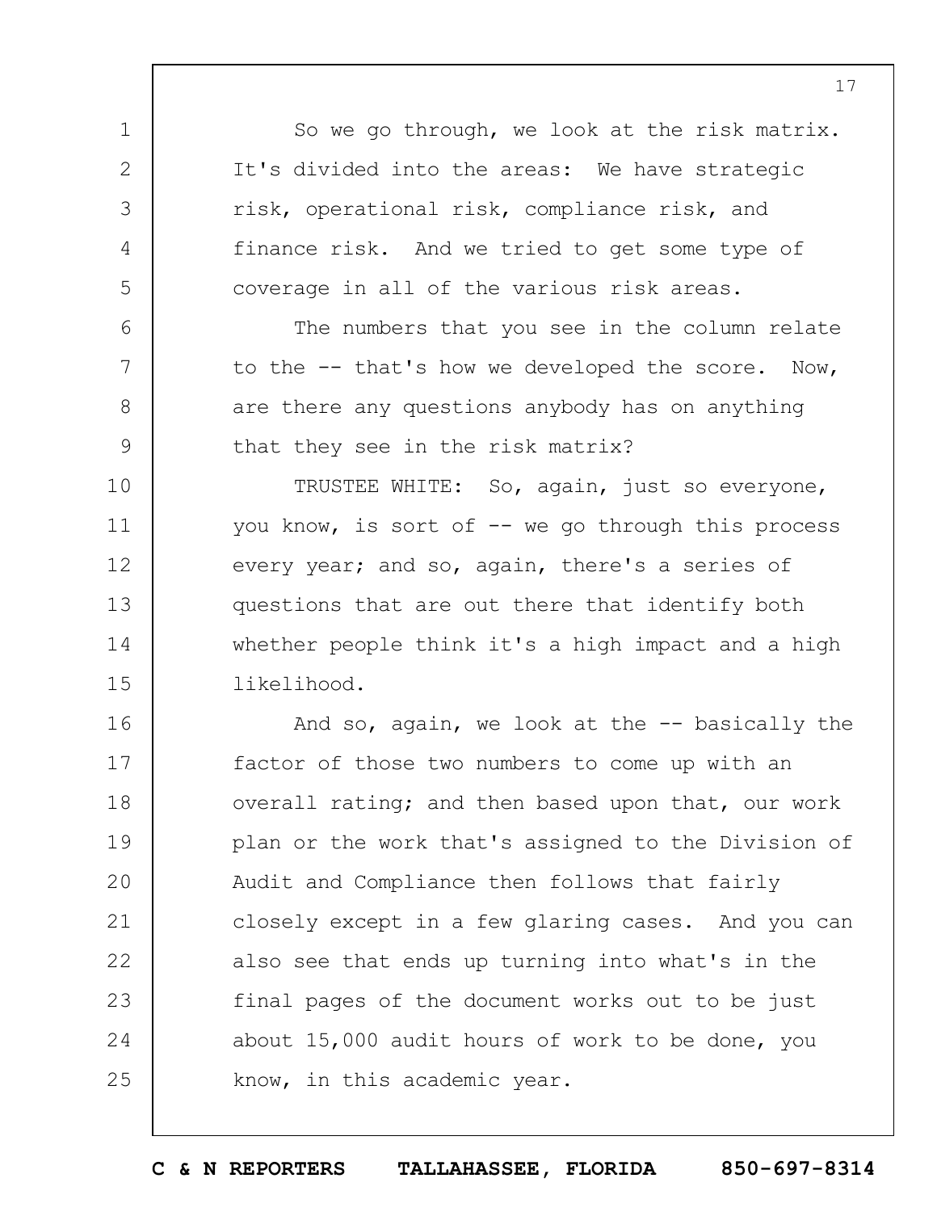So we go through, we look at the risk matrix. It's divided into the areas: We have strategic risk, operational risk, compliance risk, and finance risk. And we tried to get some type of coverage in all of the various risk areas.

The numbers that you see in the column relate to the -- that's how we developed the score. Now, are there any questions anybody has on anything that they see in the risk matrix?

TRUSTEE WHITE: So, again, just so everyone, you know, is sort of -- we go through this process every year; and so, again, there's a series of questions that are out there that identify both whether people think it's a high impact and a high likelihood.

And so, again, we look at the -- basically the factor of those two numbers to come up with an overall rating; and then based upon that, our work plan or the work that's assigned to the Division of Audit and Compliance then follows that fairly closely except in a few glaring cases. And you can also see that ends up turning into what's in the final pages of the document works out to be just about 15,000 audit hours of work to be done, you know, in this academic year.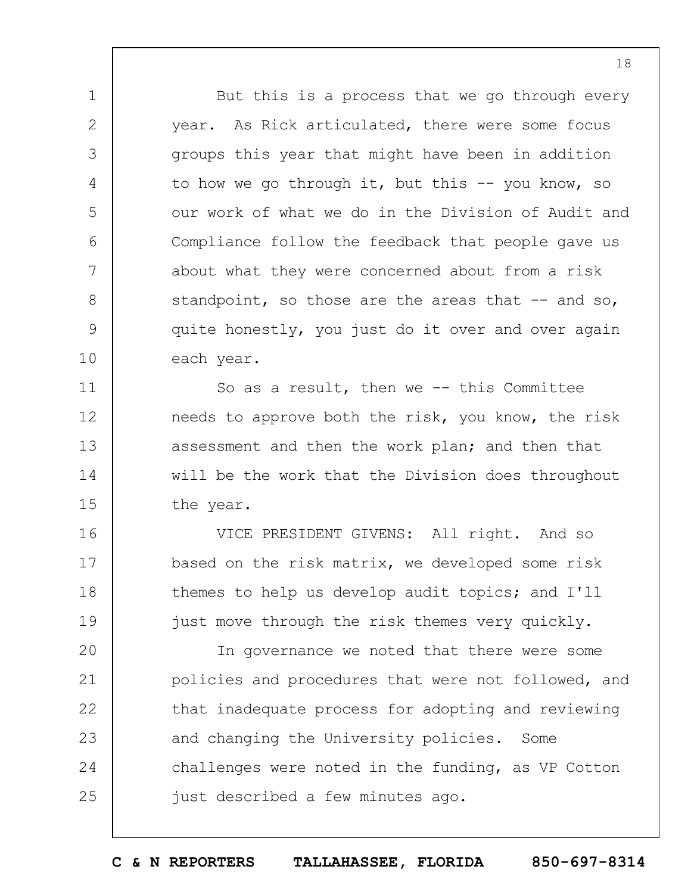But this is a process that we go through every year. As Rick articulated, there were some focus groups this year that might have been in addition to how we go through it, but this -- you know, so our work of what we do in the Division of Audit and Compliance follow the feedback that people gave us about what they were concerned about from a risk standpoint, so those are the areas that -- and so, quite honestly, you just do it over and over again each year.

So as a result, then we -- this Committee needs to approve both the risk, you know, the risk assessment and then the work plan; and then that will be the work that the Division does throughout the year.

VICE PRESIDENT GIVENS: All right. And so based on the risk matrix, we developed some risk themes to help us develop audit topics; and I'll just move through the risk themes very quickly.

In governance we noted that there were some policies and procedures that were not followed, and that inadequate process for adopting and reviewing and changing the University policies. Some challenges were noted in the funding, as VP Cotton just described a few minutes ago.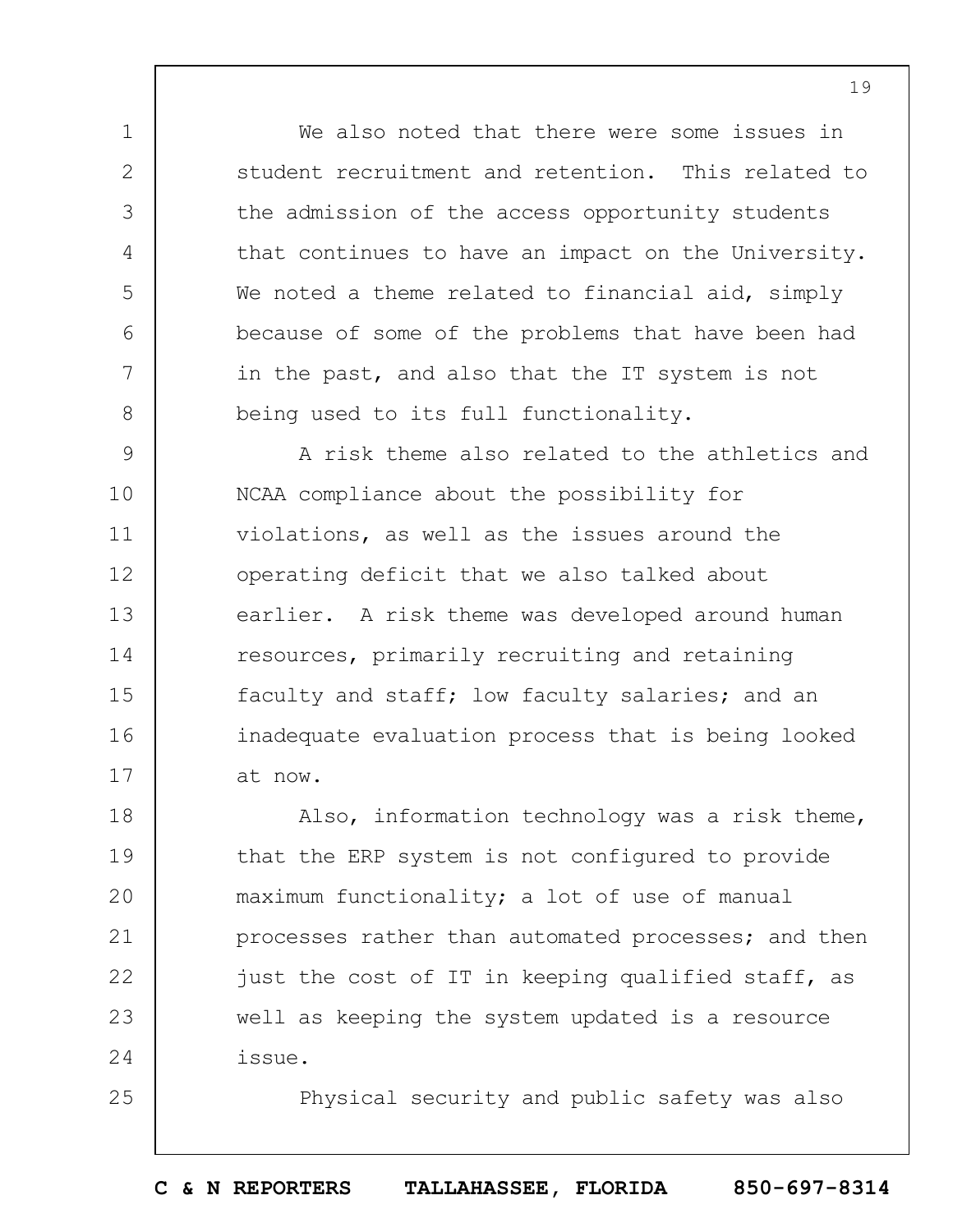We also noted that there were some issues in student recruitment and retention. This related to the admission of the access opportunity students that continues to have an impact on the University. We noted a theme related to financial aid, simply because of some of the problems that have been had in the past, and also that the IT system is not being used to its full functionality.

A risk theme also related to the athletics and NCAA compliance about the possibility for violations, as well as the issues around the operating deficit that we also talked about earlier. A risk theme was developed around human resources, primarily recruiting and retaining faculty and staff; low faculty salaries; and an inadequate evaluation process that is being looked at now.

Also, information technology was a risk theme, that the ERP system is not configured to provide maximum functionality; a lot of use of manual processes rather than automated processes; and then just the cost of IT in keeping qualified staff, as well as keeping the system updated is a resource issue.

Physical security and public safety was also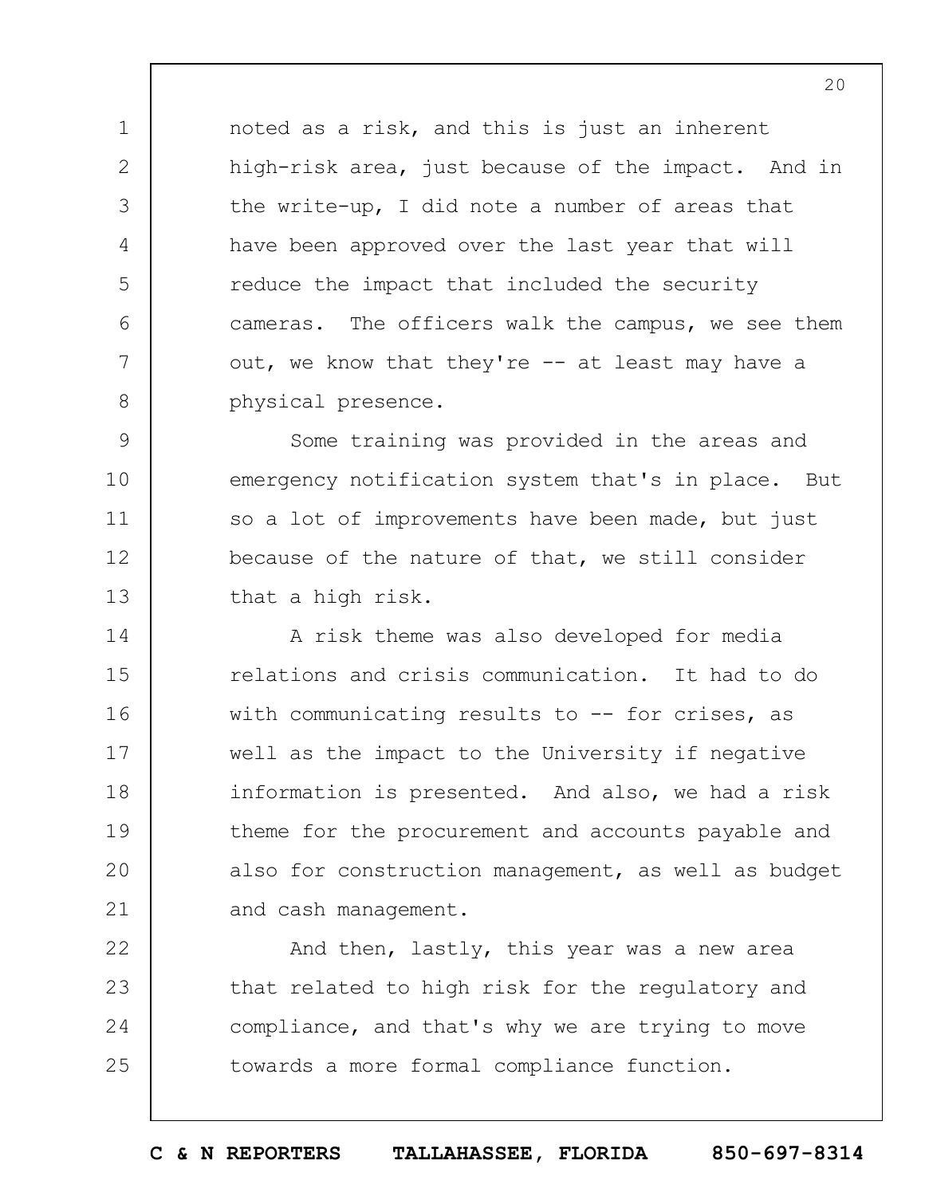noted as a risk, and this is just an inherent high-risk area, just because of the impact. And in the write-up, I did note a number of areas that have been approved over the last year that will reduce the impact that included the security cameras. The officers walk the campus, we see them out, we know that they're -- at least may have a physical presence.

Some training was provided in the areas and emergency notification system that's in place. But so a lot of improvements have been made, but just because of the nature of that, we still consider that a high risk.

A risk theme was also developed for media relations and crisis communication. It had to do with communicating results to -- for crises, as well as the impact to the University if negative information is presented. And also, we had a risk theme for the procurement and accounts payable and also for construction management, as well as budget and cash management.

And then, lastly, this year was a new area that related to high risk for the regulatory and compliance, and that's why we are trying to move towards a more formal compliance function.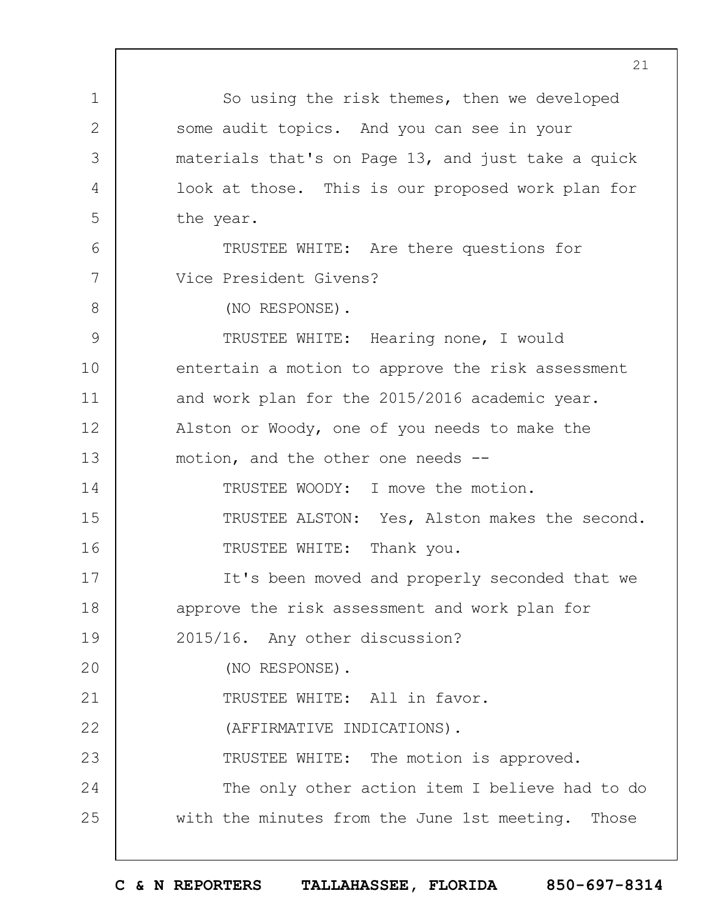So using the risk themes, then we developed some audit topics. And you can see in your materials that's on Page 13, and just take a quick look at those. This is our proposed work plan for the year.

TRUSTEE WHITE: Are there questions for Vice President Givens?

(NO RESPONSE).

TRUSTEE WHITE: Hearing none, I would entertain a motion to approve the risk assessment and work plan for the 2015/2016 academic year. Alston or Woody, one of you needs to make the motion, and the other one needs --

TRUSTEE WOODY: I move the motion.

TRUSTEE ALSTON: Yes, Alston makes the second.

TRUSTEE WHITE: Thank you.

It's been moved and properly seconded that we approve the risk assessment and work plan for 2015/16. Any other discussion?

(NO RESPONSE).

TRUSTEE WHITE: All in favor.

(AFFIRMATIVE INDICATIONS).

TRUSTEE WHITE: The motion is approved.

The only other action item I believe had to do with the minutes from the June 1st meeting. Those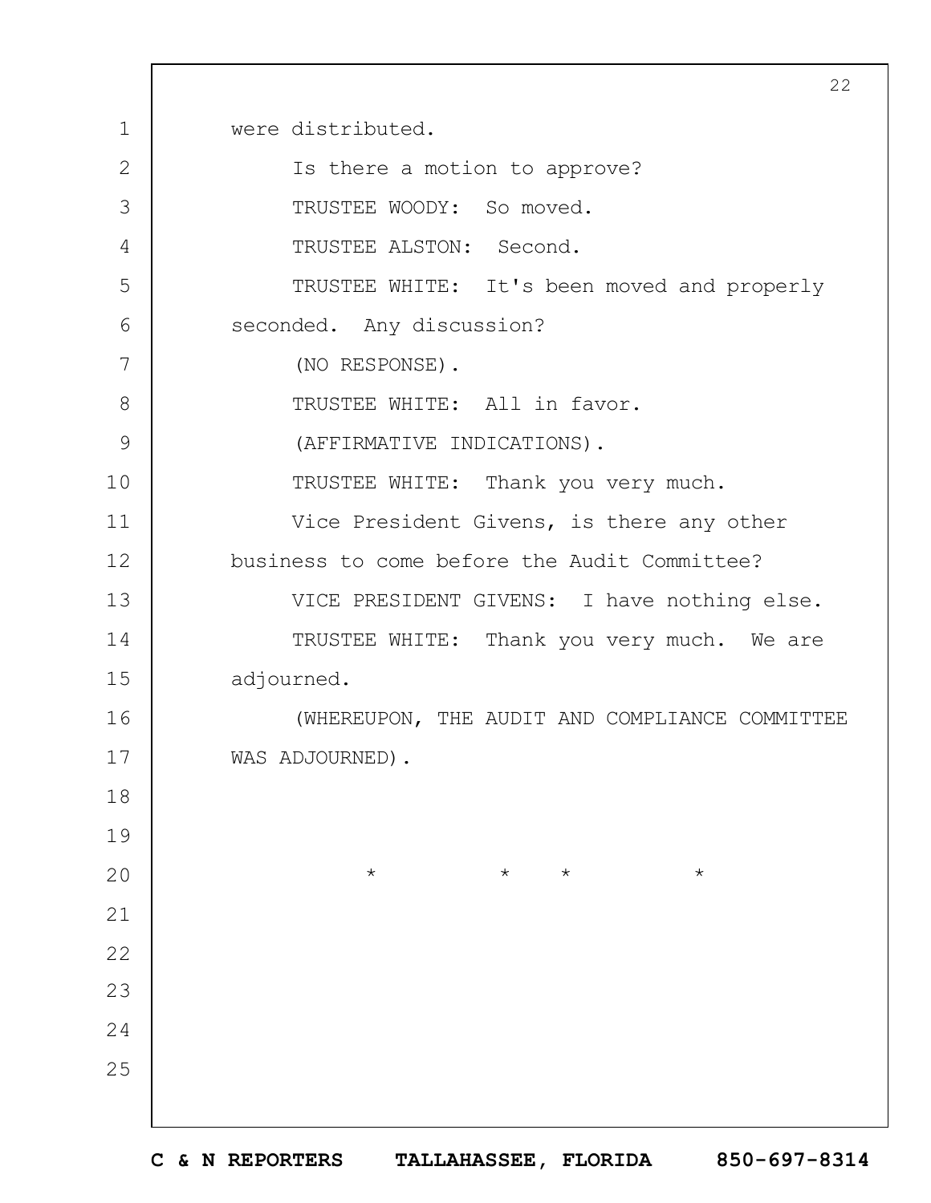were distributed.

Is there a motion to approve?

TRUSTEE WOODY: So moved.

TRUSTEE ALSTON: Second.

TRUSTEE WHITE: It's been moved and properly seconded. Any discussion?

(NO RESPONSE).

TRUSTEE WHITE: All in favor.

(AFFIRMATIVE INDICATIONS).

TRUSTEE WHITE: Thank you very much.

Vice President Givens, is there any other business to come before the Audit Committee?

VICE PRESIDENT GIVENS: I have nothing else.

TRUSTEE WHITE: Thank you very much. We are adjourned.

(WHEREUPON, THE AUDIT AND COMPLIANCE COMMITTEE WAS ADJOURNED).

\* \* \* \*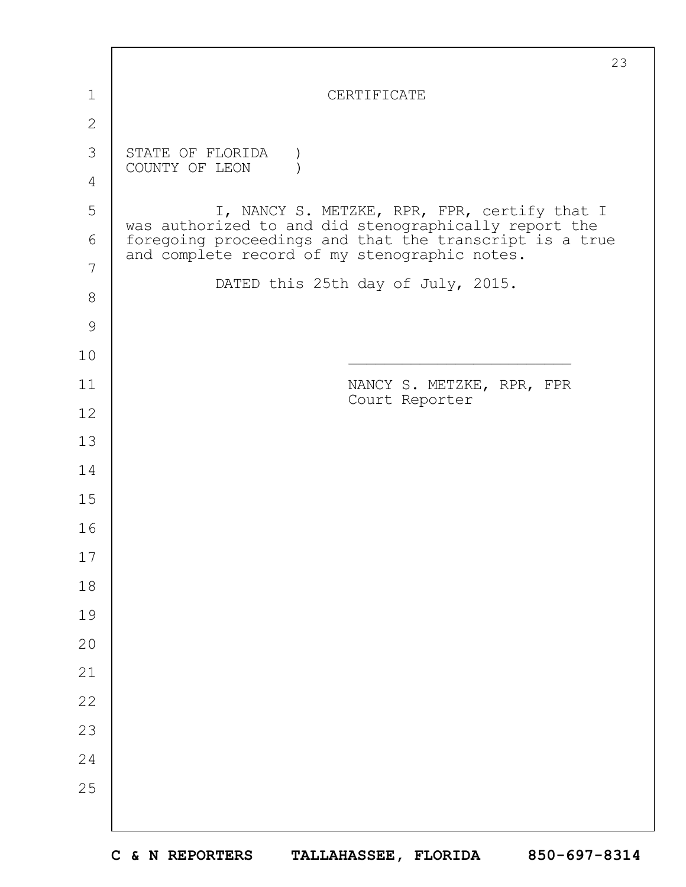# CERTIFICATE

STATE OF FLORIDA )
COUNTY OF LEON )

I, NANCY S. METZKE, RPR, FPR, certify that I was authorized to and did stenographically report the foregoing proceedings and that the transcript is a true and complete record of my stenographic notes.

DATED this 25th day of July, 2015.

\_\_\_\_\_\_\_\_\_\_\_\_\_\_\_\_\_\_\_\_\_\_\_\_\_

NANCY S. METZKE, RPR, FPR
Court Reporter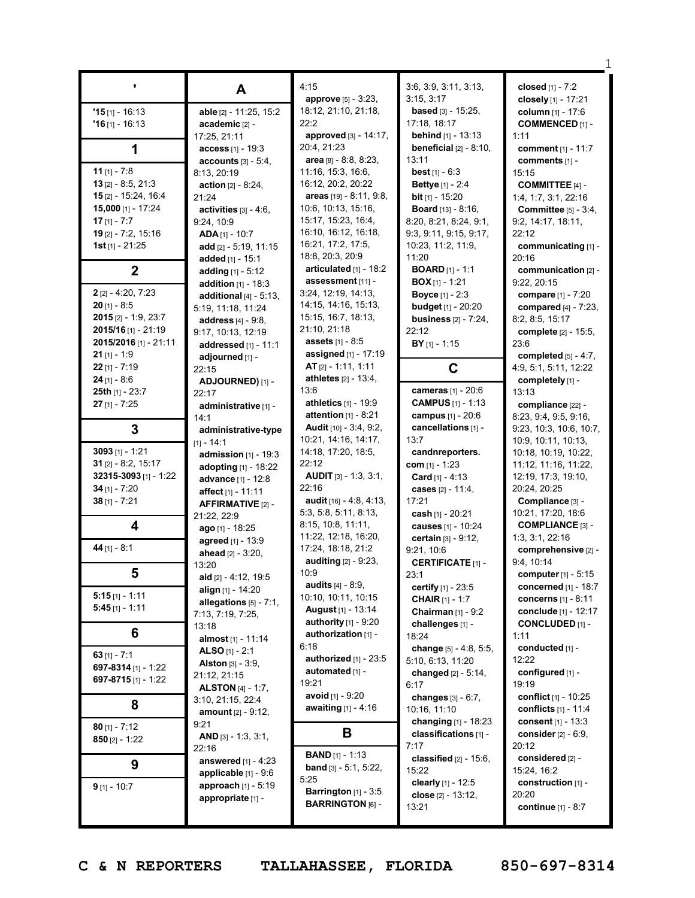## '

**'15** [1] - 16:13
**'16** [1] - 16:13

## 1

**11** [1] - 7:8
**13** [2] - 8:5, 21:3
**15** [2] - 15:24, 16:4
**15,000** [1] - 17:24
**17** [1] - 7:7
**19** [2] - 7:2, 15:16
**1st** [1] - 21:25

## 2

**2** [2] - 4:20, 7:23
**20** [1] - 8:5
**2015** [2] - 1:9, 23:7
**2015/16** [1] - 21:19
**2015/2016** [1] - 21:11
**21** [1] - 1:9
**22** [1] - 7:19
**24** [1] - 8:6
**25th** [1] - 23:7
**27** [1] - 7:25

## 3

**3093** [1] - 1:21
**31** [2] - 8:2, 15:17
**32315-3093** [1] - 1:22
**34** [1] - 7:20
**38** [1] - 7:21

## 4

**44** [1] - 8:1

## 5

**5:15** [1] - 1:11
**5:45** [1] - 1:11

## 6

**63** [1] - 7:1
**697-8314** [1] - 1:22
**697-8715** [1] - 1:22

## 8

**80** [1] - 7:12
**850** [2] - 1:22

## 9

**9** [1] - 10:7

## A

**able** [2] - 11:25, 15:2
**academic** [2] - 17:25, 21:11
**access** [1] - 19:3
**accounts** [3] - 5:4, 8:13, 20:19
**action** [2] - 8:24, 21:24
**activities** [3] - 4:6, 9:24, 10:9
**ADA** [1] - 10:7
**add** [2] - 5:19, 11:15
**added** [1] - 15:1
**adding** [1] - 5:12
**addition** [1] - 18:3
**additional** [4] - 5:13, 5:19, 11:18, 11:24
**address** [4] - 9:8, 9:17, 10:13, 12:19
**addressed** [1] - 11:1
**adjourned** [1] - 22:15
**ADJOURNED)** [1] - 22:17
**administrative** [1] - 14:1
**administrative-type** [1] - 14:1
**admission** [1] - 19:3
**adopting** [1] - 18:22
**advance** [1] - 12:8
**affect** [1] - 11:11
**AFFIRMATIVE** [2] - 21:22, 22:9
**ago** [1] - 18:25
**agreed** [1] - 13:9
**ahead** [2] - 3:20, 13:20
**aid** [2] - 4:12, 19:5
**align** [1] - 14:20
**allegations** [5] - 7:1, 7:13, 7:19, 7:25, 13:18
**almost** [1] - 11:14
**ALSO** [1] - 2:1
**Alston** [3] - 3:9, 21:12, 21:15
**ALSTON** [4] - 1:7, 3:10, 21:15, 22:4
**amount** [2] - 9:12, 9:21
**AND** [3] - 1:3, 3:1, 22:16
**answered** [1] - 4:23
**applicable** [1] - 9:6
**approach** [1] - 5:19
**appropriate** [1] - 4:15
**approve** [5] - 3:23, 18:12, 21:10, 21:18, 22:2
**approved** [3] - 14:17, 20:4, 21:23
**area** [8] - 8:8, 8:23, 11:16, 15:3, 16:6, 16:12, 20:2, 20:22
**areas** [19] - 8:11, 9:8, 10:6, 10:13, 15:16, 15:17, 15:23, 16:4, 16:10, 16:12, 16:18, 16:21, 17:2, 17:5, 18:8, 20:3, 20:9
**articulated** [1] - 18:2
**assessment** [11] - 3:24, 12:19, 14:13, 14:15, 14:16, 15:13, 15:15, 16:7, 18:13, 21:10, 21:18
**assets** [1] - 8:5
**assigned** [1] - 17:19
**AT** [2] - 1:11, 1:11
**athletes** [2] - 13:4, 13:6
**athletics** [1] - 19:9
**attention** [1] - 8:21
**Audit** [10] - 3:4, 9:2, 10:21, 14:16, 14:17, 14:18, 17:20, 18:5, 22:12
**AUDIT** [3] - 1:3, 3:1, 22:16
**audit** [16] - 4:8, 4:13, 5:3, 5:8, 5:11, 8:13, 8:15, 10:8, 11:11, 11:22, 12:18, 16:20, 17:24, 18:18, 21:2
**auditing** [2] - 9:23, 10:9
**audits** [4] - 8:9, 10:10, 10:11, 10:15
**August** [1] - 13:14
**authority** [1] - 9:20
**authorization** [1] - 6:18
**authorized** [1] - 23:5
**automated** [1] - 19:21
**avoid** [1] - 9:20
**awaiting** [1] - 4:16

## B

**BAND** [1] - 1:13
**band** [3] - 5:1, 5:22, 5:25
**Barrington** [1] - 3:5
**BARRINGTON** [6] - 3:6, 3:9, 3:11, 3:13, 3:15, 3:17
**based** [3] - 15:25, 17:18, 18:17
**behind** [1] - 13:13
**beneficial** [2] - 8:10, 13:11
**best** [1] - 6:3
**Bettye** [1] - 2:4
**bit** [1] - 15:20
**Board** [13] - 8:16, 8:20, 8:21, 8:24, 9:1, 9:3, 9:11, 9:15, 9:17, 10:23, 11:2, 11:9, 11:20
**BOARD** [1] - 1:1
**BOX** [1] - 1:21
**Boyce** [1] - 2:3
**budget** [1] - 20:20
**business** [2] - 7:24, 22:12
**BY** [1] - 1:15

## C

**cameras** [1] - 20:6
**CAMPUS** [1] - 1:13
**campus** [1] - 20:6
**cancellations** [1] - 13:7
**candnreporters.com** [1] - 1:23
**Card** [1] - 4:13
**cases** [2] - 11:4, 17:21
**cash** [1] - 20:21
**causes** [1] - 10:24
**certain** [3] - 9:12, 9:21, 10:6
**CERTIFICATE** [1] - 23:1
**certify** [1] - 23:5
**CHAIR** [1] - 1:7
**Chairman** [1] - 9:2
**challenges** [1] - 18:24
**change** [5] - 4:8, 5:5, 5:10, 6:13, 11:20
**changed** [2] - 5:14, 6:17
**changes** [3] - 6:7, 10:16, 11:10
**changing** [1] - 18:23
**classifications** [1] - 7:17
**classified** [2] - 15:6, 15:22
**clearly** [1] - 12:5
**close** [2] - 13:12, 13:21
**closed** [1] - 7:2
**closely** [1] - 17:21
**column** [1] - 17:6
**COMMENCED** [1] - 1:11
**comment** [1] - 11:7
**comments** [1] - 15:15
**COMMITTEE** [4] - 1:4, 1:7, 3:1, 22:16
**Committee** [5] - 3:4, 9:2, 14:17, 18:11, 22:12
**communicating** [1] - 20:16
**communication** [2] - 9:22, 20:15
**compare** [1] - 7:20
**compared** [4] - 7:23, 8:2, 8:5, 15:17
**complete** [2] - 15:5, 23:6
**completed** [5] - 4:7, 4:9, 5:1, 5:11, 12:22
**completely** [1] - 13:13
**compliance** [22] - 8:23, 9:4, 9:5, 9:16, 9:23, 10:3, 10:6, 10:7, 10:9, 10:11, 10:13, 10:18, 10:19, 10:22, 11:12, 11:16, 11:22, 12:19, 17:3, 19:10, 20:24, 20:25
**Compliance** [3] - 10:21, 17:20, 18:6
**COMPLIANCE** [3] - 1:3, 3:1, 22:16
**comprehensive** [2] - 9:4, 10:14
**computer** [1] - 5:15
**concerned** [1] - 18:7
**concerns** [1] - 8:11
**conclude** [1] - 12:17
**CONCLUDED** [1] - 1:11
**conducted** [1] - 12:22
**configured** [1] - 19:19
**conflict** [1] - 10:25
**conflicts** [1] - 11:4
**consent** [1] - 13:3
**consider** [2] - 6:9, 20:12
**considered** [2] - 15:24, 16:2
**construction** [1] - 20:20
**continue** [1] - 8:7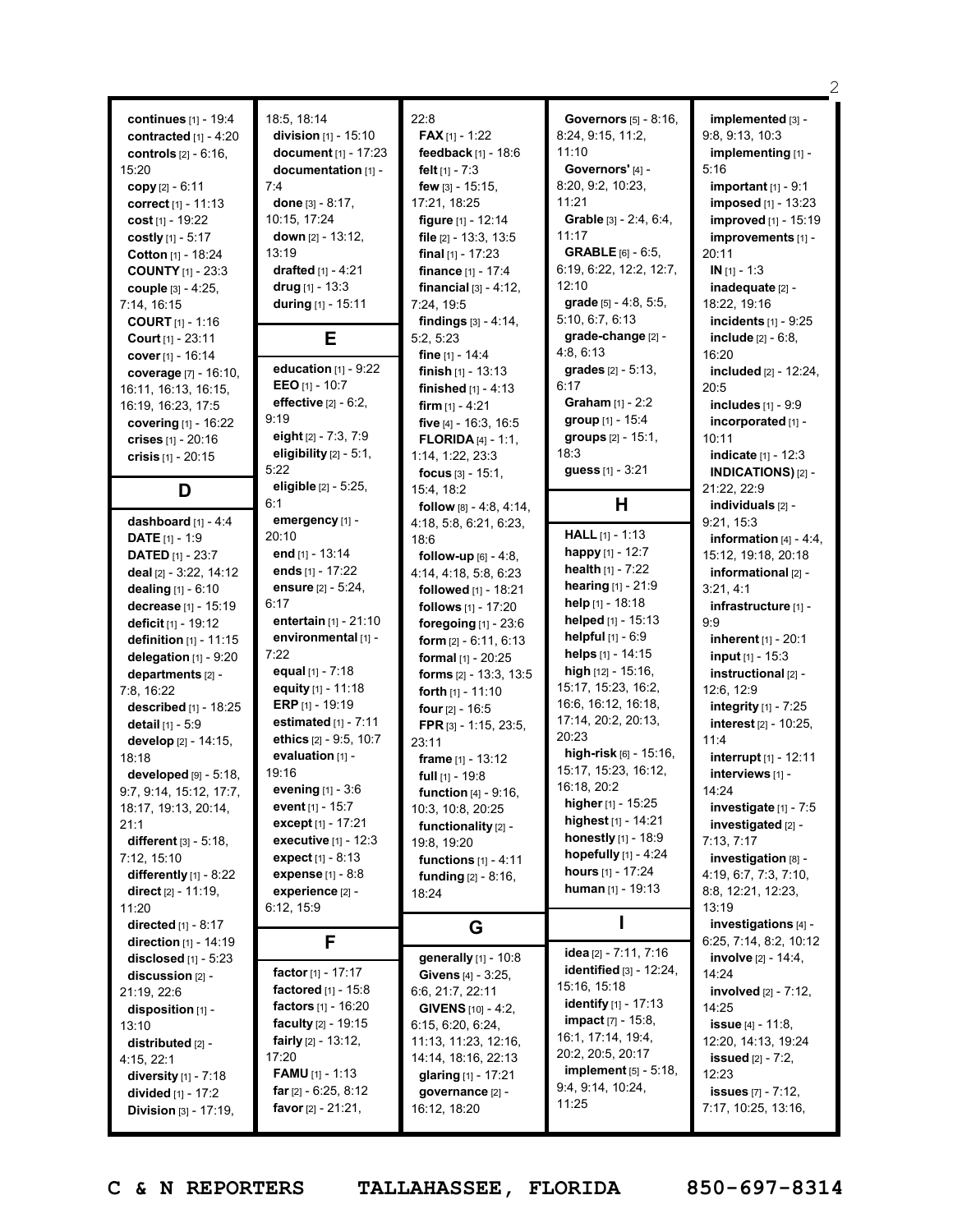**continues** [1] - 19:4
**contracted** [1] - 4:20
**controls** [2] - 6:16, 15:20
**copy** [2] - 6:11
**correct** [1] - 11:13
**cost** [1] - 19:22
**costly** [1] - 5:17
**Cotton** [1] - 18:24
**COUNTY** [1] - 23:3
**couple** [3] - 4:25, 7:14, 16:15
**COURT** [1] - 1:16
**Court** [1] - 23:11
**cover** [1] - 16:14
**coverage** [7] - 16:10, 16:11, 16:13, 16:15, 16:19, 16:23, 17:5
**covering** [1] - 16:22
**crises** [1] - 20:16
**crisis** [1] - 20:15

## D

**dashboard** [1] - 4:4
**DATE** [1] - 1:9
**DATED** [1] - 23:7
**deal** [2] - 3:22, 14:12
**dealing** [1] - 6:10
**decrease** [1] - 15:19
**deficit** [1] - 19:12
**definition** [1] - 11:15
**delegation** [1] - 9:20
**departments** [2] - 7:8, 16:22
**described** [1] - 18:25
**detail** [1] - 5:9
**develop** [2] - 14:15, 18:18
**developed** [9] - 5:18, 9:7, 9:14, 15:12, 17:7, 18:17, 19:13, 20:14, 21:1
**different** [3] - 5:18, 7:12, 15:10
**differently** [1] - 8:22
**direct** [2] - 11:19, 11:20
**directed** [1] - 8:17
**direction** [1] - 14:19
**disclosed** [1] - 5:23
**discussion** [2] - 21:19, 22:6
**disposition** [1] - 13:10
**distributed** [2] - 4:15, 22:1
**diversity** [1] - 7:18
**divided** [1] - 17:2
**Division** [3] - 17:19, 18:5, 18:14
**division** [1] - 15:10
**document** [1] - 17:23
**documentation** [1] - 7:4
**done** [3] - 8:17, 10:15, 17:24
**down** [2] - 13:12, 13:19
**drafted** [1] - 4:21
**drug** [1] - 13:3
**during** [1] - 15:11

## E

**education** [1] - 9:22
**EEO** [1] - 10:7
**effective** [2] - 6:2, 9:19
**eight** [2] - 7:3, 7:9
**eligibility** [2] - 5:1, 5:22
**eligible** [2] - 5:25, 6:1
**emergency** [1] - 20:10
**end** [1] - 13:14
**ends** [1] - 17:22
**ensure** [2] - 5:24, 6:17
**entertain** [1] - 21:10
**environmental** [1] - 7:22
**equal** [1] - 7:18
**equity** [1] - 11:18
**ERP** [1] - 19:19
**estimated** [1] - 7:11
**ethics** [2] - 9:5, 10:7
**evaluation** [1] - 19:16
**evening** [1] - 3:6
**event** [1] - 15:7
**except** [1] - 17:21
**executive** [1] - 12:3
**expect** [1] - 8:13
**expense** [1] - 8:8
**experience** [2] - 6:12, 15:9

## F

**factor** [1] - 17:17
**factored** [1] - 15:8
**factors** [1] - 16:20
**faculty** [2] - 19:15
**fairly** [2] - 13:12, 17:20
**FAMU** [1] - 1:13
**far** [2] - 6:25, 8:12
**favor** [2] - 21:21, 22:8
**FAX** [1] - 1:22
**feedback** [1] - 18:6
**felt** [1] - 7:3
**few** [3] - 15:15, 17:21, 18:25
**figure** [1] - 12:14
**file** [2] - 13:3, 13:5
**final** [1] - 17:23
**finance** [1] - 17:4
**financial** [3] - 4:12, 7:24, 19:5
**findings** [3] - 4:14, 5:2, 5:23
**fine** [1] - 14:4
**finish** [1] - 13:13
**finished** [1] - 4:13
**firm** [1] - 4:21
**five** [4] - 16:3, 16:5
**FLORIDA** [4] - 1:1, 1:14, 1:22, 23:3
**focus** [3] - 15:1, 15:4, 18:2
**follow** [8] - 4:8, 4:14, 4:18, 5:8, 6:21, 6:23, 18:6
**follow-up** [6] - 4:8, 4:14, 4:18, 5:8, 6:23
**followed** [1] - 18:21
**follows** [1] - 17:20
**foregoing** [1] - 23:6
**form** [2] - 6:11, 6:13
**formal** [1] - 20:25
**forms** [2] - 13:3, 13:5
**forth** [1] - 11:10
**four** [2] - 16:5
**FPR** [3] - 1:15, 23:5, 23:11
**frame** [1] - 13:12
**full** [1] - 19:8
**function** [4] - 9:16, 10:3, 10:8, 20:25
**functionality** [2] - 19:8, 19:20
**functions** [1] - 4:11
**funding** [2] - 8:16, 18:24

## G

**generally** [1] - 10:8
**Givens** [4] - 3:25, 6:6, 21:7, 22:11
**GIVENS** [10] - 4:2, 6:15, 6:20, 6:24, 11:13, 11:23, 12:16, 14:14, 18:16, 22:13
**glaring** [1] - 17:21
**governance** [2] - 16:12, 18:20
**Governors** [5] - 8:16, 8:24, 9:15, 11:2, 11:10
**Governors'** [4] - 8:20, 9:2, 10:23, 11:21
**Grable** [3] - 2:4, 6:4, 11:17
**GRABLE** [6] - 6:5, 6:19, 6:22, 12:2, 12:7, 12:10
**grade** [5] - 4:8, 5:5, 5:10, 6:7, 6:13
**grade-change** [2] - 4:8, 6:13
**grades** [2] - 5:13, 6:17
**Graham** [1] - 2:2
**group** [1] - 15:4
**groups** [2] - 15:1, 18:3
**guess** [1] - 3:21

## H

**HALL** [1] - 1:13
**happy** [1] - 12:7
**health** [1] - 7:22
**hearing** [1] - 21:9
**help** [1] - 18:18
**helped** [1] - 15:13
**helpful** [1] - 6:9
**helps** [1] - 14:15
**high** [12] - 15:16, 15:17, 15:23, 16:2, 16:6, 16:12, 16:18, 17:14, 20:2, 20:13, 20:23
**high-risk** [6] - 15:16, 15:17, 15:23, 16:12, 16:18, 20:2
**higher** [1] - 15:25
**highest** [1] - 14:21
**honestly** [1] - 18:9
**hopefully** [1] - 4:24
**hours** [1] - 17:24
**human** [1] - 19:13

## I

**idea** [2] - 7:11, 7:16
**identified** [3] - 12:24, 15:16, 15:18
**identify** [1] - 17:13
**impact** [7] - 15:8, 16:1, 17:14, 19:4, 20:2, 20:5, 20:17
**implement** [5] - 5:18, 9:4, 9:14, 10:24, 11:25
**implemented** [3] - 9:8, 9:13, 10:3
**implementing** [1] - 5:16
**important** [1] - 9:1
**imposed** [1] - 13:23
**improved** [1] - 15:19
**improvements** [1] - 20:11
**IN** [1] - 1:3
**inadequate** [2] - 18:22, 19:16
**incidents** [1] - 9:25
**include** [2] - 6:8, 16:20
**included** [2] - 12:24, 20:5
**includes** [1] - 9:9
**incorporated** [1] - 10:11
**indicate** [1] - 12:3
**INDICATIONS)** [2] - 21:22, 22:9
**individuals** [2] - 9:21, 15:3
**information** [4] - 4:4, 15:12, 19:18, 20:18
**informational** [2] - 3:21, 4:1
**infrastructure** [1] - 9:9
**inherent** [1] - 20:1
**input** [1] - 15:3
**instructional** [2] - 12:6, 12:9
**integrity** [1] - 7:25
**interest** [2] - 10:25, 11:4
**interrupt** [1] - 12:11
**interviews** [1] - 14:24
**investigate** [1] - 7:5
**investigated** [2] - 7:13, 7:17
**investigation** [8] - 4:19, 6:7, 7:3, 7:10, 8:8, 12:21, 12:23, 13:19
**investigations** [4] - 6:25, 7:14, 8:2, 10:12
**involve** [2] - 14:4, 14:24
**involved** [2] - 7:12, 14:25
**issue** [4] - 11:8, 12:20, 14:13, 19:24
**issued** [2] - 7:2, 12:23
**issues** [7] - 7:12, 7:17, 10:25, 13:16,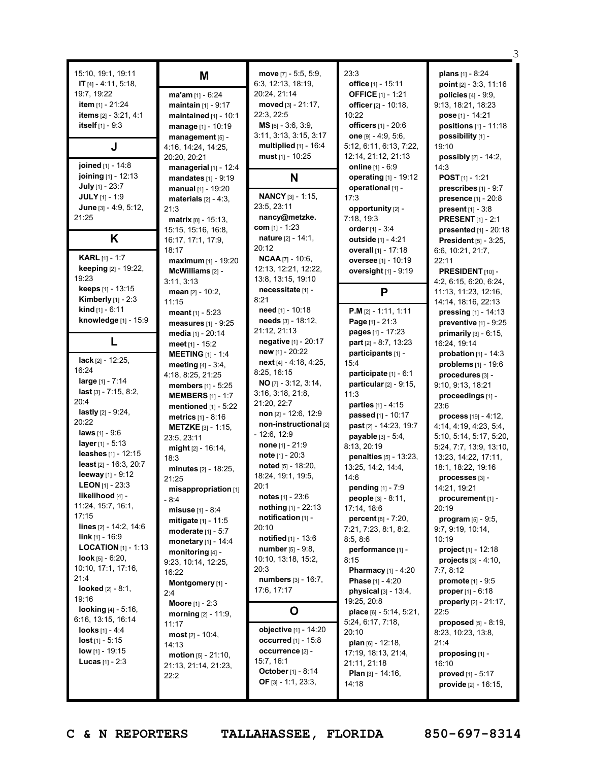15:10, 19:1, 19:11
**IT** [4] - 4:11, 5:18, 19:7, 19:22
**item** [1] - 21:24
**items** [2] - 3:21, 4:1
**itself** [1] - 9:3

## J

**joined** [1] - 14:8
**joining** [1] - 12:13
**July** [1] - 23:7
**JULY** [1] - 1:9
**June** [3] - 4:9, 5:12, 21:25

## K

**KARL** [1] - 1:7
**keeping** [2] - 19:22, 19:23
**keeps** [1] - 13:15
**Kimberly** [1] - 2:3
**kind** [1] - 6:11
**knowledge** [1] - 15:9

## L

**lack** [2] - 12:25, 16:24
**large** [1] - 7:14
**last** [3] - 7:15, 8:2, 20:4
**lastly** [2] - 9:24, 20:22
**laws** [1] - 9:6
**layer** [1] - 5:13
**leashes** [1] - 12:15
**least** [2] - 16:3, 20:7
**leeway** [1] - 9:12
**LEON** [1] - 23:3
**likelihood** [4] - 11:24, 15:7, 16:1, 17:15
**lines** [2] - 14:2, 14:6
**link** [1] - 16:9
**LOCATION** [1] - 1:13
**look** [5] - 6:20, 10:10, 17:1, 17:16, 21:4
**looked** [2] - 8:1, 19:16
**looking** [4] - 5:16, 6:16, 13:15, 16:14
**looks** [1] - 4:4
**lost** [1] - 5:15
**low** [1] - 19:15
**Lucas** [1] - 2:3

## M

**ma'am** [1] - 6:24
**maintain** [1] - 9:17
**maintained** [1] - 10:1
**manage** [1] - 10:19
**management** [5] - 4:16, 14:24, 14:25, 20:20, 20:21
**managerial** [1] - 12:4
**mandates** [1] - 9:19
**manual** [1] - 19:20
**materials** [2] - 4:3, 21:3
**matrix** [8] - 15:13, 15:15, 15:16, 16:8, 16:17, 17:1, 17:9, 18:17
**maximum** [1] - 19:20
**McWilliams** [2] - 3:11, 3:13
**mean** [2] - 10:2, 11:15
**meant** [1] - 5:23
**measures** [1] - 9:25
**media** [1] - 20:14
**meet** [1] - 15:2
**MEETING** [1] - 1:4
**meeting** [4] - 3:4, 4:18, 8:25, 21:25
**members** [1] - 5:25
**MEMBERS** [1] - 1:7
**mentioned** [1] - 5:22
**metrics** [1] - 8:16
**METZKE** [3] - 1:15, 23:5, 23:11
**might** [2] - 16:14, 18:3
**minutes** [2] - 18:25, 21:25
**misappropriation** [1] - 8:4
**misuse** [1] - 8:4
**mitigate** [1] - 11:5
**moderate** [1] - 5:7
**monetary** [1] - 14:4
**monitoring** [4] - 9:23, 10:14, 12:25, 16:22
**Montgomery** [1] - 2:4
**Moore** [1] - 2:3
**morning** [2] - 11:9, 11:17
**most** [2] - 10:4, 14:13
**motion** [5] - 21:10, 21:13, 21:14, 21:23, 22:2
**move** [7] - 5:5, 5:9, 6:3, 12:13, 18:19, 20:24, 21:14
**moved** [3] - 21:17, 22:3, 22:5
**MS** [6] - 3:6, 3:9, 3:11, 3:13, 3:15, 3:17
**multiplied** [1] - 16:4
**must** [1] - 10:25

## N

**NANCY** [3] - 1:15, 23:5, 23:11
**nancy@metzke.com** [1] - 1:23
**nature** [2] - 14:1, 20:12
**NCAA** [7] - 10:6, 12:13, 12:21, 12:22, 13:8, 13:15, 19:10
**necessitate** [1] - 8:21
**need** [1] - 10:18
**needs** [3] - 18:12, 21:12, 21:13
**negative** [1] - 20:17
**new** [1] - 20:22
**next** [4] - 4:18, 4:25, 8:25, 16:15
**NO** [7] - 3:12, 3:14, 3:16, 3:18, 21:8, 21:20, 22:7
**non** [2] - 12:6, 12:9
**non-instructional** [2] - 12:6, 12:9
**none** [1] - 21:9
**note** [1] - 20:3
**noted** [5] - 18:20, 18:24, 19:1, 19:5, 20:1
**notes** [1] - 23:6
**nothing** [1] - 22:13
**notification** [1] - 20:10
**notified** [1] - 13:6
**number** [5] - 9:8, 10:10, 13:18, 15:2, 20:3
**numbers** [3] - 16:7, 17:6, 17:17

## O

**objective** [1] - 14:20
**occurred** [1] - 15:8
**occurrence** [2] - 15:7, 16:1
**October** [1] - 8:14
**OF** [3] - 1:1, 23:3, 23:3
**office** [1] - 15:11
**OFFICE** [1] - 1:21
**officer** [2] - 10:18, 10:22
**officers** [1] - 20:6
**one** [9] - 4:9, 5:6, 5:12, 6:11, 6:13, 7:22, 12:14, 21:12, 21:13
**online** [1] - 6:9
**operating** [1] - 19:12
**operational** [1] - 17:3
**opportunity** [2] - 7:18, 19:3
**order** [1] - 3:4
**outside** [1] - 4:21
**overall** [1] - 17:18
**oversee** [1] - 10:19
**oversight** [1] - 9:19

## P

**P.M** [2] - 1:11, 1:11
**Page** [1] - 21:3
**pages** [1] - 17:23
**part** [2] - 8:7, 13:23
**participants** [1] - 15:4
**participate** [1] - 6:1
**particular** [2] - 9:15, 11:3
**parties** [1] - 4:15
**passed** [1] - 10:17
**past** [2] - 14:23, 19:7
**payable** [3] - 5:4, 8:13, 20:19
**penalties** [5] - 13:23, 13:25, 14:2, 14:4, 14:6
**pending** [1] - 7:9
**people** [3] - 8:11, 17:14, 18:6
**percent** [8] - 7:20, 7:21, 7:23, 8:1, 8:2, 8:5, 8:6
**performance** [1] - 8:15
**Pharmacy** [1] - 4:20
**Phase** [1] - 4:20
**physical** [3] - 13:4, 19:25, 20:8
**place** [6] - 5:14, 5:21, 5:24, 6:17, 7:18, 20:10
**plan** [6] - 12:18, 17:19, 18:13, 21:4, 21:11, 21:18
**Plan** [3] - 14:16, 14:18
**plans** [1] - 8:24
**point** [2] - 3:3, 11:16
**policies** [4] - 9:9, 9:13, 18:21, 18:23
**pose** [1] - 14:21
**positions** [1] - 11:18
**possibility** [1] - 19:10
**possibly** [2] - 14:2, 14:3
**POST** [1] - 1:21
**prescribes** [1] - 9:7
**presence** [1] - 20:8
**present** [1] - 3:8
**PRESENT** [1] - 2:1
**presented** [1] - 20:18
**President** [5] - 3:25, 6:6, 10:21, 21:7, 22:11
**PRESIDENT** [10] - 4:2, 6:15, 6:20, 6:24, 11:13, 11:23, 12:16, 14:14, 18:16, 22:13
**pressing** [1] - 14:13
**preventive** [1] - 9:25
**primarily** [3] - 6:15, 16:24, 19:14
**probation** [1] - 14:3
**problems** [1] - 19:6
**procedures** [3] - 9:10, 9:13, 18:21
**proceedings** [1] - 23:6
**process** [19] - 4:12, 4:14, 4:19, 4:23, 5:4, 5:10, 5:14, 5:17, 5:20, 5:24, 7:7, 13:9, 13:10, 13:23, 14:22, 17:11, 18:1, 18:22, 19:16
**processes** [3] - 14:21, 19:21
**procurement** [1] - 20:19
**program** [5] - 9:5, 9:7, 9:19, 10:14, 10:19
**project** [1] - 12:18
**projects** [3] - 4:10, 7:7, 8:12
**promote** [1] - 9:5
**proper** [1] - 6:18
**properly** [2] - 21:17, 22:5
**proposed** [5] - 8:19, 8:23, 10:23, 13:8, 21:4
**proposing** [1] - 16:10
**proved** [1] - 5:17
**provide** [2] - 16:15,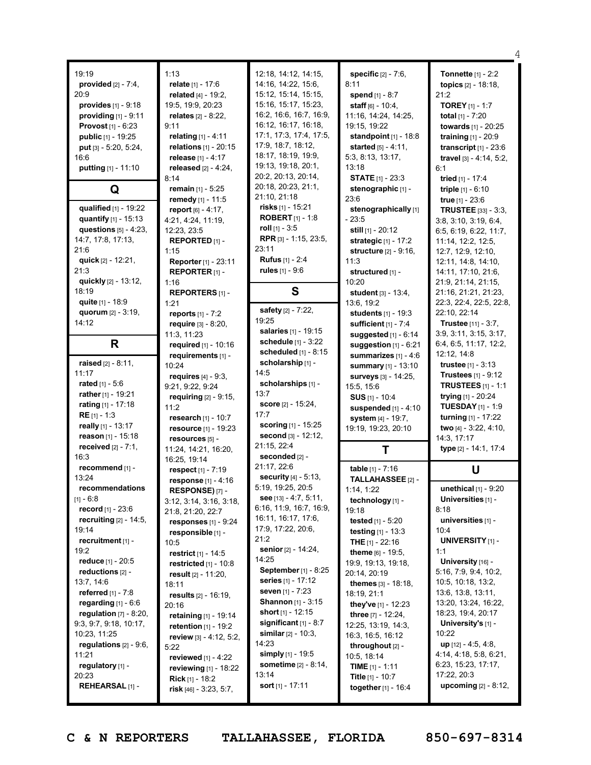19:19
**provided** [2] - 7:4, 20:9
**provides** [1] - 9:18
**providing** [1] - 9:11
**Provost** [1] - 6:23
**public** [1] - 19:25
**put** [3] - 5:20, 5:24, 16:6
**putting** [1] - 11:10

## Q

**qualified** [1] - 19:22
**quantify** [1] - 15:13
**questions** [5] - 4:23, 14:7, 17:8, 17:13, 21:6
**quick** [2] - 12:21, 21:3
**quickly** [2] - 13:12, 18:19
**quite** [1] - 18:9
**quorum** [2] - 3:19, 14:12

## R

**raised** [2] - 8:11, 11:17
**rated** [1] - 5:6
**rather** [1] - 19:21
**rating** [1] - 17:18
**RE** [1] - 1:3
**really** [1] - 13:17
**reason** [1] - 15:18
**received** [2] - 7:1, 16:3
**recommend** [1] - 13:24
**recommendations** [1] - 6:8
**record** [1] - 23:6
**recruiting** [2] - 14:5, 19:14
**recruitment** [1] - 19:2
**reduce** [1] - 20:5
**reductions** [2] - 13:7, 14:6
**referred** [1] - 7:8
**regarding** [1] - 6:6
**regulation** [7] - 8:20, 9:3, 9:7, 9:18, 10:17, 10:23, 11:25
**regulations** [2] - 9:6, 11:21
**regulatory** [1] - 20:23
**REHEARSAL** [1] - 1:13
**relate** [1] - 17:6
**related** [4] - 19:2, 19:5, 19:9, 20:23
**relates** [2] - 8:22, 9:11
**relating** [1] - 4:11
**relations** [1] - 20:15
**release** [1] - 4:17
**released** [2] - 4:24, 8:14
**remain** [1] - 5:25
**remedy** [1] - 11:5
**report** [6] - 4:17, 4:21, 4:24, 11:19, 12:23, 23:5
**REPORTED** [1] - 1:15
**Reporter** [1] - 23:11
**REPORTER** [1] - 1:16
**REPORTERS** [1] - 1:21
**reports** [1] - 7:2
**require** [3] - 8:20, 11:3, 11:23
**required** [1] - 10:16
**requirements** [1] - 10:24
**requires** [4] - 9:3, 9:21, 9:22, 9:24
**requiring** [2] - 9:15, 11:2
**research** [1] - 10:7
**resource** [1] - 19:23
**resources** [5] - 11:24, 14:21, 16:20, 16:25, 19:14
**respect** [1] - 7:19
**response** [1] - 4:16
**RESPONSE)** [7] - 3:12, 3:14, 3:16, 3:18, 21:8, 21:20, 22:7
**responses** [1] - 9:24
**responsible** [1] - 10:5
**restrict** [1] - 14:5
**restricted** [1] - 10:8
**result** [2] - 11:20, 18:11
**results** [2] - 16:19, 20:16
**retaining** [1] - 19:14
**retention** [1] - 19:2
**review** [3] - 4:12, 5:2, 5:22
**reviewed** [1] - 4:22
**reviewing** [1] - 18:22
**Rick** [1] - 18:2
**risk** [46] - 3:23, 5:7, 12:18, 14:12, 14:15, 14:16, 14:22, 15:6, 15:12, 15:14, 15:15, 15:16, 15:17, 15:23, 16:2, 16:6, 16:7, 16:9, 16:12, 16:17, 16:18, 17:1, 17:3, 17:4, 17:5, 17:9, 18:7, 18:12, 18:17, 18:19, 19:9, 19:13, 19:18, 20:1, 20:2, 20:13, 20:14, 20:18, 20:23, 21:1, 21:10, 21:18
**risks** [1] - 15:21
**ROBERT** [1] - 1:8
**roll** [1] - 3:5
**RPR** [3] - 1:15, 23:5, 23:11
**Rufus** [1] - 2:4
**rules** [1] - 9:6

## S

**safety** [2] - 7:22, 19:25
**salaries** [1] - 19:15
**schedule** [1] - 3:22
**scheduled** [1] - 8:15
**scholarship** [1] - 14:5
**scholarships** [1] - 13:7
**score** [2] - 15:24, 17:7
**scoring** [1] - 15:25
**second** [3] - 12:12, 21:15, 22:4
**seconded** [2] - 21:17, 22:6
**security** [4] - 5:13, 5:19, 19:25, 20:5
**see** [13] - 4:7, 5:11, 6:16, 11:9, 16:7, 16:9, 16:11, 16:17, 17:6, 17:9, 17:22, 20:6, 21:2
**senior** [2] - 14:24, 14:25
**September** [1] - 8:25
**series** [1] - 17:12
**seven** [1] - 7:23
**Shannon** [1] - 3:15
**short** [1] - 12:15
**significant** [1] - 8:7
**similar** [2] - 10:3, 14:23
**simply** [1] - 19:5
**sometime** [2] - 8:14, 13:14
**sort** [1] - 17:11
**specific** [2] - 7:6, 8:11
**spend** [1] - 8:7
**staff** [6] - 10:4, 11:16, 14:24, 14:25, 19:15, 19:22
**standpoint** [1] - 18:8
**started** [5] - 4:11, 5:3, 8:13, 13:17, 13:18
**STATE** [1] - 23:3
**stenographic** [1] - 23:6
**stenographically** [1] - 23:5
**still** [1] - 20:12
**strategic** [1] - 17:2
**structure** [2] - 9:16, 11:3
**structured** [1] - 10:20
**student** [3] - 13:4, 13:6, 19:2
**students** [1] - 19:3
**sufficient** [1] - 7:4
**suggested** [1] - 6:14
**suggestion** [1] - 6:21
**summarizes** [1] - 4:6
**summary** [1] - 13:10
**surveys** [3] - 14:25, 15:5, 15:6
**SUS** [1] - 10:4
**suspended** [1] - 4:10
**system** [4] - 19:7, 19:19, 19:23, 20:10

## T

**table** [1] - 7:16
**TALLAHASSEE** [2] - 1:14, 1:22
**technology** [1] - 19:18
**tested** [1] - 5:20
**testing** [1] - 13:3
**THE** [1] - 22:16
**theme** [6] - 19:5, 19:9, 19:13, 19:18, 20:14, 20:19
**themes** [3] - 18:18, 18:19, 21:1
**they've** [1] - 12:23
**three** [7] - 12:24, 12:25, 13:19, 14:3, 16:3, 16:5, 16:12
**throughout** [2] - 10:5, 18:14
**TIME** [1] - 1:11
**Title** [1] - 10:7
**together** [1] - 16:4
**Tonnette** [1] - 2:2
**topics** [2] - 18:18, 21:2
**TOREY** [1] - 1:7
**total** [1] - 7:20
**towards** [1] - 20:25
**training** [1] - 20:9
**transcript** [1] - 23:6
**travel** [3] - 4:14, 5:2, 6:1
**tried** [1] - 17:4
**triple** [1] - 6:10
**true** [1] - 23:6
**TRUSTEE** [33] - 3:3, 3:8, 3:10, 3:19, 6:4, 6:5, 6:19, 6:22, 11:7, 11:14, 12:2, 12:5, 12:7, 12:9, 12:10, 12:11, 14:8, 14:10, 14:11, 17:10, 21:6, 21:9, 21:14, 21:15, 21:16, 21:21, 21:23, 22:3, 22:4, 22:5, 22:8, 22:10, 22:14
**Trustee** [11] - 3:7, 3:9, 3:11, 3:15, 3:17, 6:4, 6:5, 11:17, 12:2, 12:12, 14:8
**trustee** [1] - 3:13
**Trustees** [1] - 9:12
**TRUSTEES** [1] - 1:1
**trying** [1] - 20:24
**TUESDAY** [1] - 1:9
**turning** [1] - 17:22
**two** [4] - 3:22, 4:10, 14:3, 17:17
**type** [2] - 14:1, 17:4

## U

**unethical** [1] - 9:20
**Universities** [1] - 8:18
**universities** [1] - 10:4
**UNIVERSITY** [1] - 1:1
**University** [16] - 5:16, 7:9, 9:4, 10:2, 10:5, 10:18, 13:2, 13:6, 13:8, 13:11, 13:20, 13:24, 16:22, 18:23, 19:4, 20:17
**University's** [1] - 10:22
**up** [12] - 4:5, 4:8, 4:14, 4:18, 5:8, 6:21, 6:23, 15:23, 17:17, 17:22, 20:3
**upcoming** [2] - 8:12,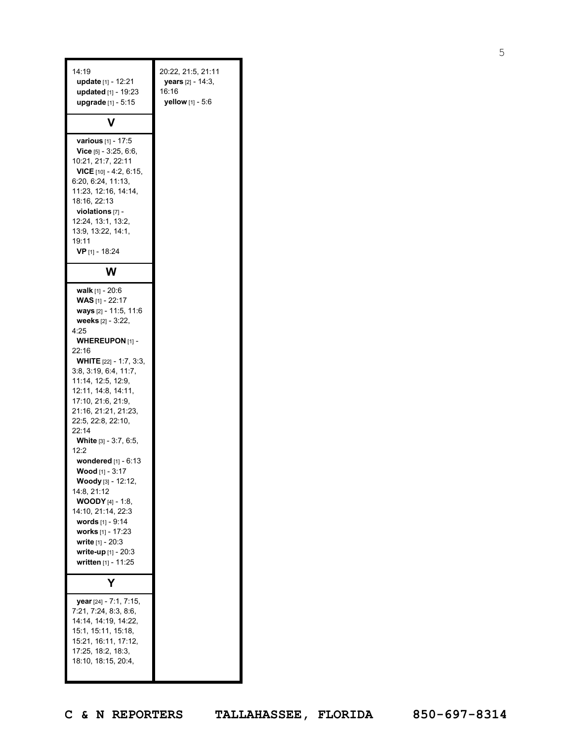14:19
**update** [1] - 12:21
**updated** [1] - 19:23
**upgrade** [1] - 5:15

## V

**various** [1] - 17:5
**Vice** [5] - 3:25, 6:6, 10:21, 21:7, 22:11
**VICE** [10] - 4:2, 6:15, 6:20, 6:24, 11:13, 11:23, 12:16, 14:14, 18:16, 22:13
**violations** [7] - 12:24, 13:1, 13:2, 13:9, 13:22, 14:1, 19:11
**VP** [1] - 18:24

## W

**walk** [1] - 20:6
**WAS** [1] - 22:17
**ways** [2] - 11:5, 11:6
**weeks** [2] - 3:22, 4:25
**WHEREUPON** [1] - 22:16
**WHITE** [22] - 1:7, 3:3, 3:8, 3:19, 6:4, 11:7, 11:14, 12:5, 12:9, 12:11, 14:8, 14:11, 17:10, 21:6, 21:9, 21:16, 21:21, 21:23, 22:5, 22:8, 22:10, 22:14
**White** [3] - 3:7, 6:5, 12:2
**wondered** [1] - 6:13
**Wood** [1] - 3:17
**Woody** [3] - 12:12, 14:8, 21:12
**WOODY** [4] - 1:8, 14:10, 21:14, 22:3
**words** [1] - 9:14
**works** [1] - 17:23
**write** [1] - 20:3
**write-up** [1] - 20:3
**written** [1] - 11:25

## Y

**year** [24] - 7:1, 7:15, 7:21, 7:24, 8:3, 8:6, 14:14, 14:19, 14:22, 15:1, 15:11, 15:18, 15:21, 16:11, 17:12, 17:25, 18:2, 18:3, 18:10, 18:15, 20:4, 20:22, 21:5, 21:11
**years** [2] - 14:3, 16:16
**yellow** [1] - 5:6